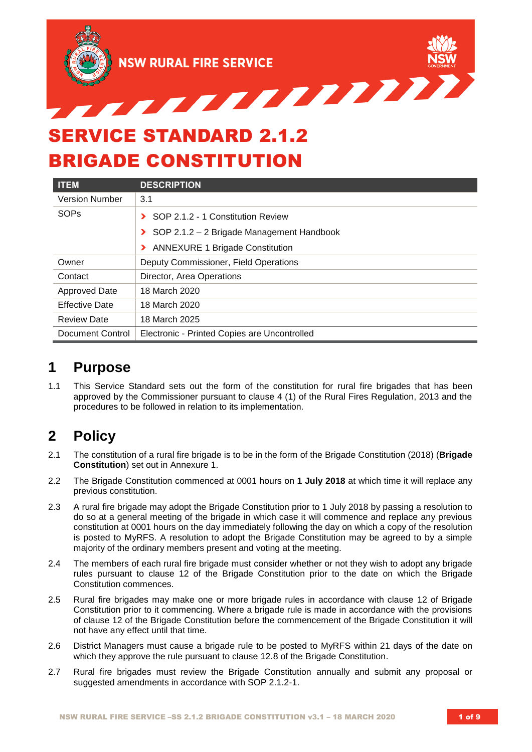NSW RURAL FIRE SERVICE

# SERVICE STANDARD 2.1.2 BRIGADE CONSTITUTION

| ITEM | DESCRIPTION |
|---|---|
| Version Number | 3.1 |
| SOPs | › SOP 2.1.2 - 1 Constitution Review<br>› SOP 2.1.2 – 2 Brigade Management Handbook<br>› ANNEXURE 1 Brigade Constitution |
| Owner | Deputy Commissioner, Field Operations |
| Contact | Director, Area Operations |
| Approved Date | 18 March 2020 |
| Effective Date | 18 March 2020 |
| Review Date | 18 March 2025 |
| Document Control | Electronic - Printed Copies are Uncontrolled |

## 1 Purpose

1.1 This Service Standard sets out the form of the constitution for rural fire brigades that has been approved by the Commissioner pursuant to clause 4 (1) of the Rural Fires Regulation, 2013 and the procedures to be followed in relation to its implementation.

## 2 Policy

2.1 The constitution of a rural fire brigade is to be in the form of the Brigade Constitution (2018) (**Brigade Constitution**) set out in Annexure 1.

2.2 The Brigade Constitution commenced at 0001 hours on **1 July 2018** at which time it will replace any previous constitution.

2.3 A rural fire brigade may adopt the Brigade Constitution prior to 1 July 2018 by passing a resolution to do so at a general meeting of the brigade in which case it will commence and replace any previous constitution at 0001 hours on the day immediately following the day on which a copy of the resolution is posted to MyRFS. A resolution to adopt the Brigade Constitution may be agreed to by a simple majority of the ordinary members present and voting at the meeting.

2.4 The members of each rural fire brigade must consider whether or not they wish to adopt any brigade rules pursuant to clause 12 of the Brigade Constitution prior to the date on which the Brigade Constitution commences.

2.5 Rural fire brigades may make one or more brigade rules in accordance with clause 12 of Brigade Constitution prior to it commencing. Where a brigade rule is made in accordance with the provisions of clause 12 of the Brigade Constitution before the commencement of the Brigade Constitution it will not have any effect until that time.

2.6 District Managers must cause a brigade rule to be posted to MyRFS within 21 days of the date on which they approve the rule pursuant to clause 12.8 of the Brigade Constitution.

2.7 Rural fire brigades must review the Brigade Constitution annually and submit any proposal or suggested amendments in accordance with SOP 2.1.2-1.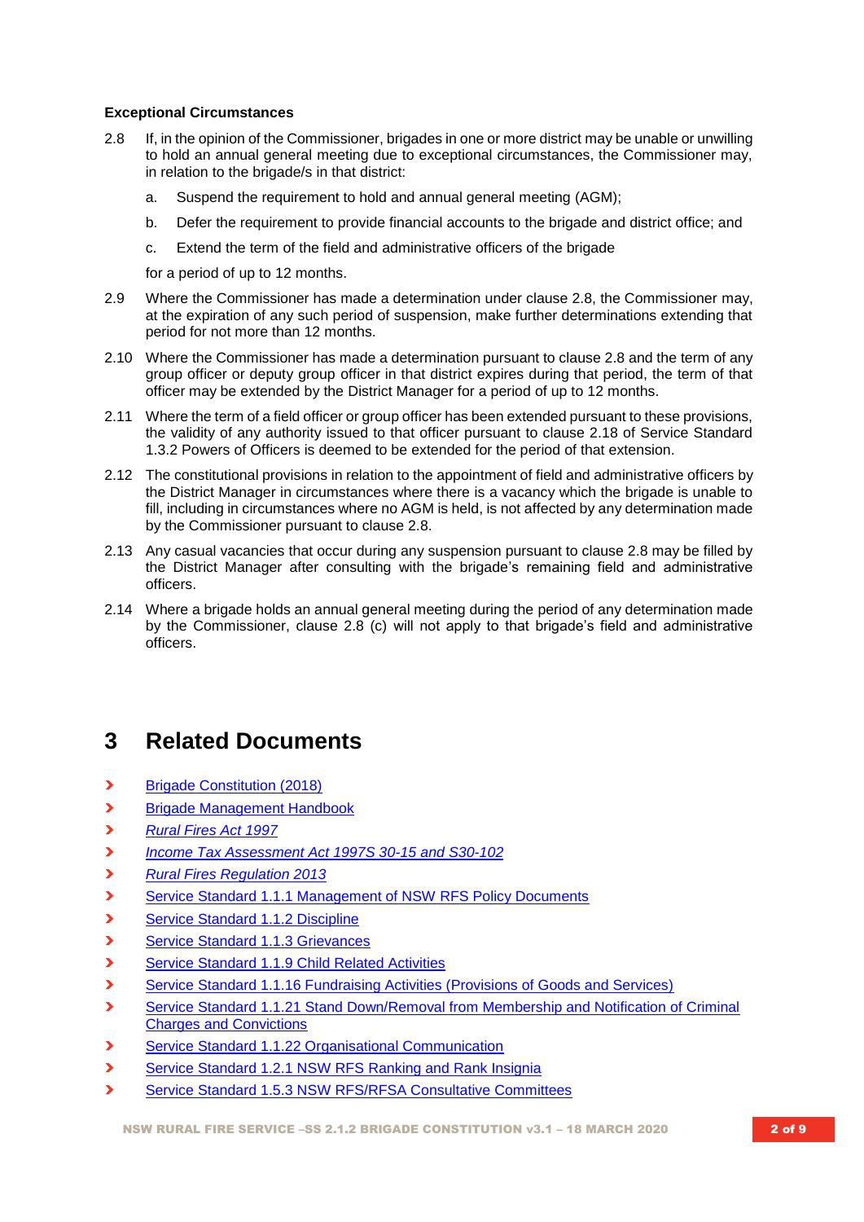**Exceptional Circumstances**

2.8 If, in the opinion of the Commissioner, brigades in one or more district may be unable or unwilling to hold an annual general meeting due to exceptional circumstances, the Commissioner may, in relation to the brigade/s in that district:

   a. Suspend the requirement to hold and annual general meeting (AGM);

   b. Defer the requirement to provide financial accounts to the brigade and district office; and

   c. Extend the term of the field and administrative officers of the brigade

   for a period of up to 12 months.

2.9 Where the Commissioner has made a determination under clause 2.8, the Commissioner may, at the expiration of any such period of suspension, make further determinations extending that period for not more than 12 months.

2.10 Where the Commissioner has made a determination pursuant to clause 2.8 and the term of any group officer or deputy group officer in that district expires during that period, the term of that officer may be extended by the District Manager for a period of up to 12 months.

2.11 Where the term of a field officer or group officer has been extended pursuant to these provisions, the validity of any authority issued to that officer pursuant to clause 2.18 of Service Standard 1.3.2 Powers of Officers is deemed to be extended for the period of that extension.

2.12 The constitutional provisions in relation to the appointment of field and administrative officers by the District Manager in circumstances where there is a vacancy which the brigade is unable to fill, including in circumstances where no AGM is held, is not affected by any determination made by the Commissioner pursuant to clause 2.8.

2.13 Any casual vacancies that occur during any suspension pursuant to clause 2.8 may be filled by the District Manager after consulting with the brigade's remaining field and administrative officers.

2.14 Where a brigade holds an annual general meeting during the period of any determination made by the Commissioner, clause 2.8 (c) will not apply to that brigade's field and administrative officers.

# 3 Related Documents

- Brigade Constitution (2018)
- Brigade Management Handbook
- *Rural Fires Act 1997*
- *Income Tax Assessment Act 1997S 30-15 and S30-102*
- *Rural Fires Regulation 2013*
- Service Standard 1.1.1 Management of NSW RFS Policy Documents
- Service Standard 1.1.2 Discipline
- Service Standard 1.1.3 Grievances
- Service Standard 1.1.9 Child Related Activities
- Service Standard 1.1.16 Fundraising Activities (Provisions of Goods and Services)
- Service Standard 1.1.21 Stand Down/Removal from Membership and Notification of Criminal Charges and Convictions
- Service Standard 1.1.22 Organisational Communication
- Service Standard 1.2.1 NSW RFS Ranking and Rank Insignia
- Service Standard 1.5.3 NSW RFS/RFSA Consultative Committees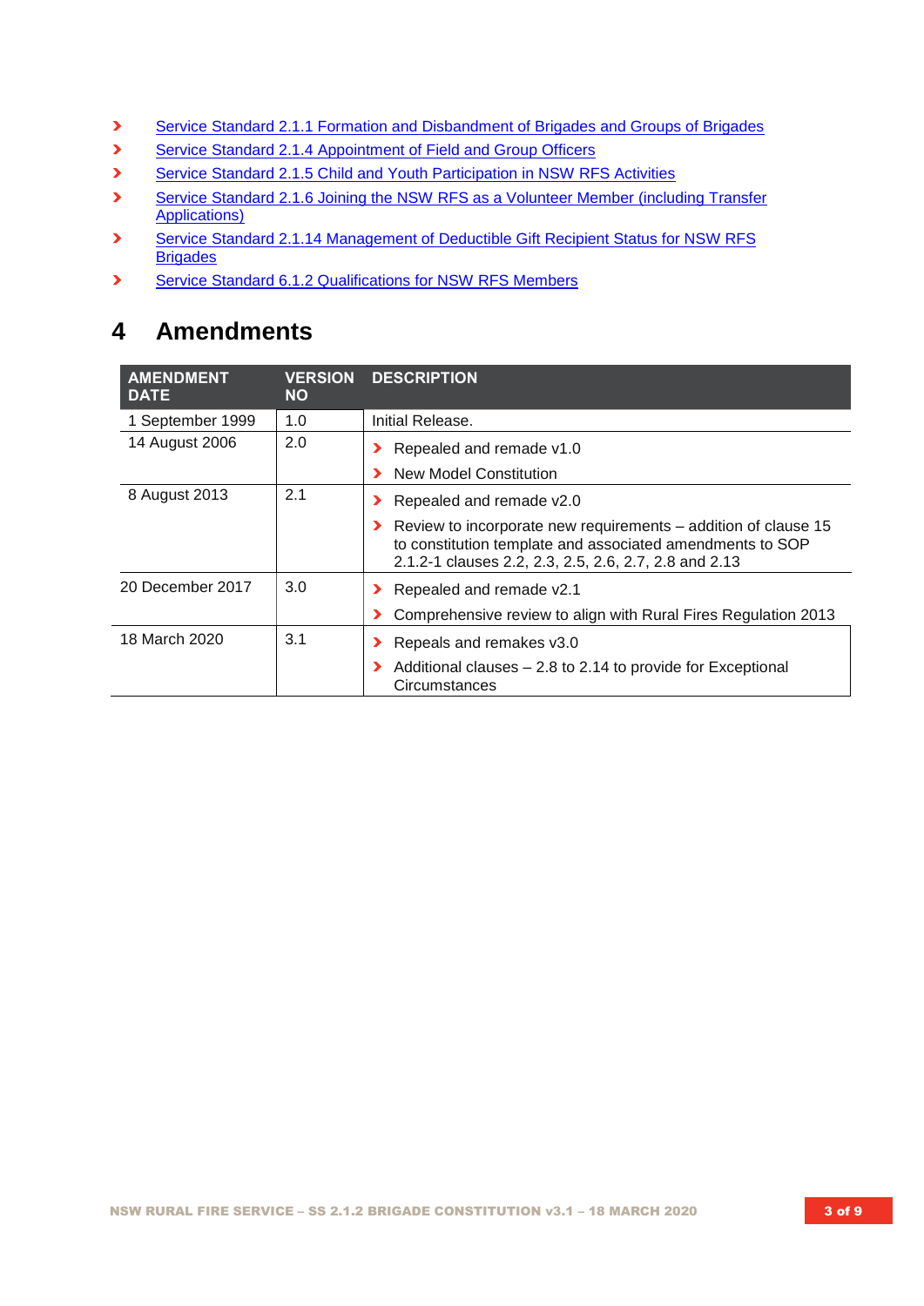- Service Standard 2.1.1 Formation and Disbandment of Brigades and Groups of Brigades
- Service Standard 2.1.4 Appointment of Field and Group Officers
- Service Standard 2.1.5 Child and Youth Participation in NSW RFS Activities
- Service Standard 2.1.6 Joining the NSW RFS as a Volunteer Member (including Transfer Applications)
- Service Standard 2.1.14 Management of Deductible Gift Recipient Status for NSW RFS Brigades
- Service Standard 6.1.2 Qualifications for NSW RFS Members

# 4 Amendments

| AMENDMENT DATE | VERSION NO | DESCRIPTION |
|---|---|---|
| 1 September 1999 | 1.0 | Initial Release. |
| 14 August 2006 | 2.0 | - Repealed and remade v1.0<br>- New Model Constitution |
| 8 August 2013 | 2.1 | - Repealed and remade v2.0<br>- Review to incorporate new requirements – addition of clause 15 to constitution template and associated amendments to SOP 2.1.2-1 clauses 2.2, 2.3, 2.5, 2.6, 2.7, 2.8 and 2.13 |
| 20 December 2017 | 3.0 | - Repealed and remade v2.1<br>- Comprehensive review to align with Rural Fires Regulation 2013 |
| 18 March 2020 | 3.1 | - Repeals and remakes v3.0<br>- Additional clauses – 2.8 to 2.14 to provide for Exceptional Circumstances |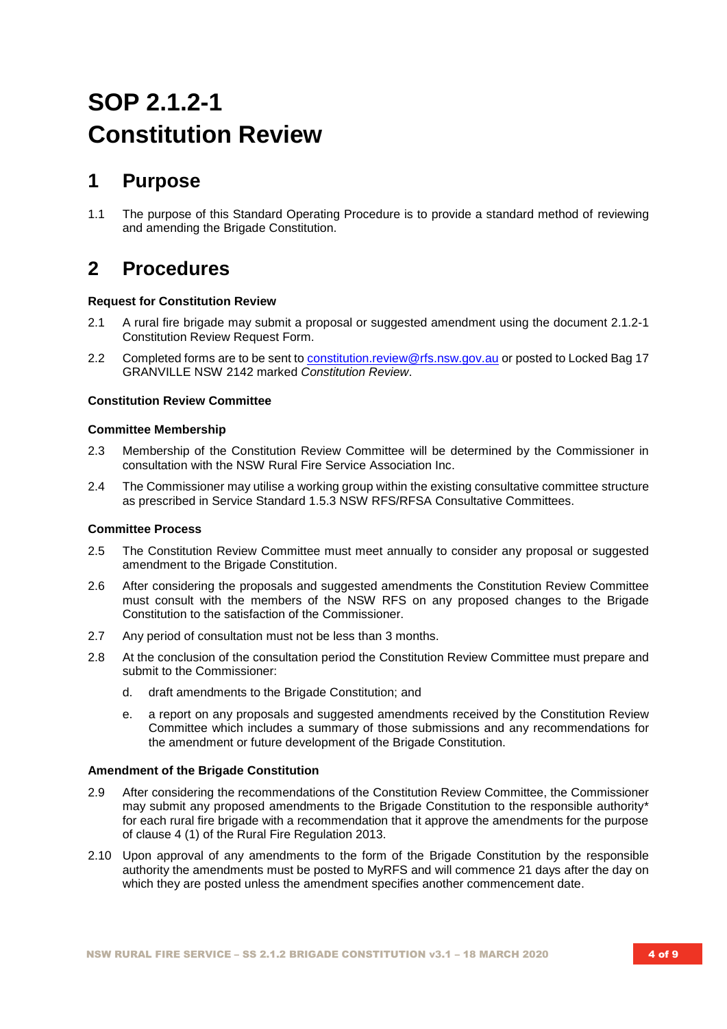# SOP 2.1.2-1 Constitution Review

## 1 Purpose

1.1 The purpose of this Standard Operating Procedure is to provide a standard method of reviewing and amending the Brigade Constitution.

## 2 Procedures

**Request for Constitution Review**

2.1 A rural fire brigade may submit a proposal or suggested amendment using the document 2.1.2-1 Constitution Review Request Form.

2.2 Completed forms are to be sent to constitution.review@rfs.nsw.gov.au or posted to Locked Bag 17 GRANVILLE NSW 2142 marked *Constitution Review*.

**Constitution Review Committee**

**Committee Membership**

2.3 Membership of the Constitution Review Committee will be determined by the Commissioner in consultation with the NSW Rural Fire Service Association Inc.

2.4 The Commissioner may utilise a working group within the existing consultative committee structure as prescribed in Service Standard 1.5.3 NSW RFS/RFSA Consultative Committees.

**Committee Process**

2.5 The Constitution Review Committee must meet annually to consider any proposal or suggested amendment to the Brigade Constitution.

2.6 After considering the proposals and suggested amendments the Constitution Review Committee must consult with the members of the NSW RFS on any proposed changes to the Brigade Constitution to the satisfaction of the Commissioner.

2.7 Any period of consultation must not be less than 3 months.

2.8 At the conclusion of the consultation period the Constitution Review Committee must prepare and submit to the Commissioner:

d. draft amendments to the Brigade Constitution; and

e. a report on any proposals and suggested amendments received by the Constitution Review Committee which includes a summary of those submissions and any recommendations for the amendment or future development of the Brigade Constitution.

**Amendment of the Brigade Constitution**

2.9 After considering the recommendations of the Constitution Review Committee, the Commissioner may submit any proposed amendments to the Brigade Constitution to the responsible authority* for each rural fire brigade with a recommendation that it approve the amendments for the purpose of clause 4 (1) of the Rural Fire Regulation 2013.

2.10 Upon approval of any amendments to the form of the Brigade Constitution by the responsible authority the amendments must be posted to MyRFS and will commence 21 days after the day on which they are posted unless the amendment specifies another commencement date.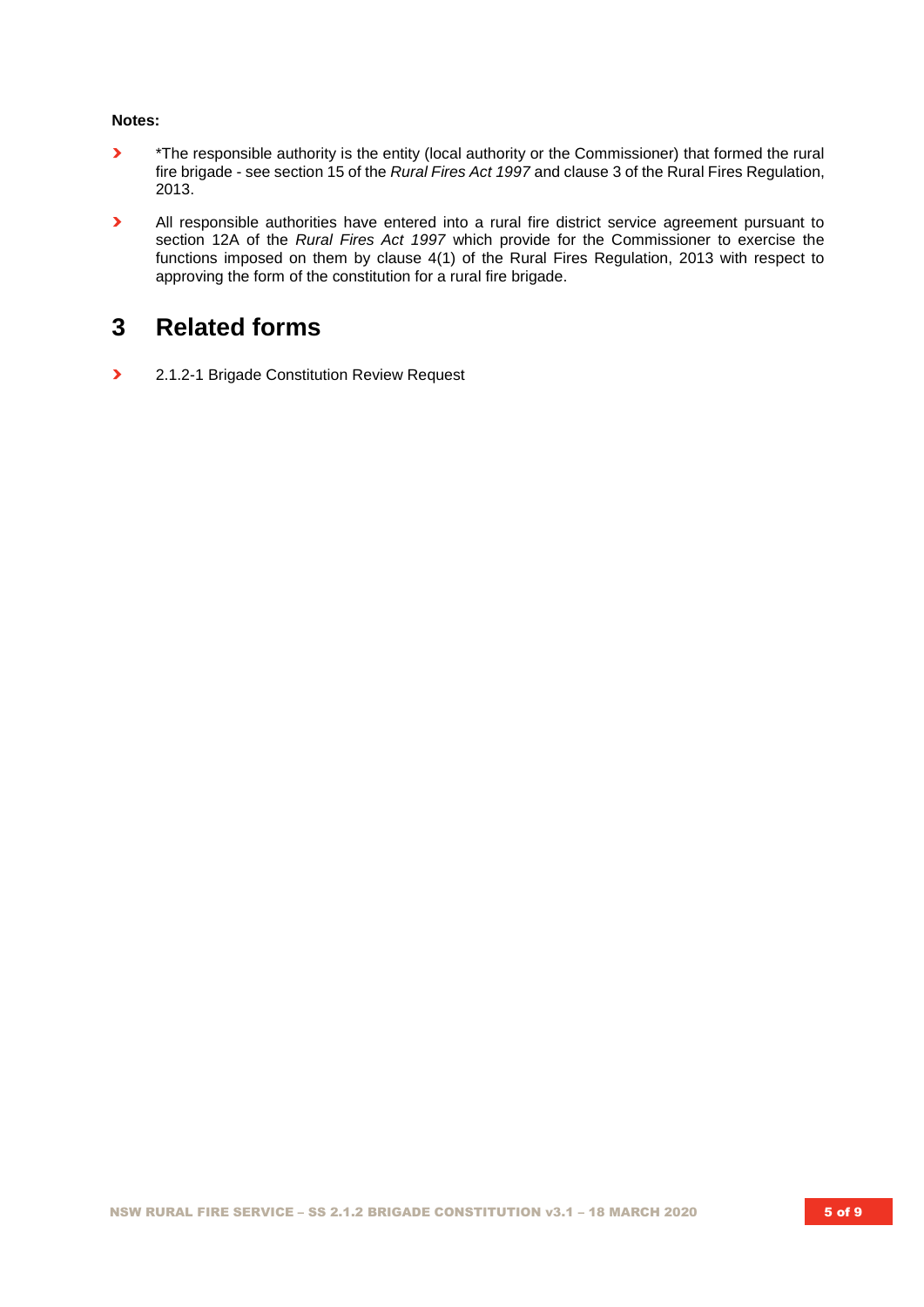**Notes:**

- *The responsible authority is the entity (local authority or the Commissioner) that formed the rural fire brigade - see section 15 of the *Rural Fires Act 1997* and clause 3 of the Rural Fires Regulation, 2013.
- All responsible authorities have entered into a rural fire district service agreement pursuant to section 12A of the *Rural Fires Act 1997* which provide for the Commissioner to exercise the functions imposed on them by clause 4(1) of the Rural Fires Regulation, 2013 with respect to approving the form of the constitution for a rural fire brigade.

# 3 Related forms

- 2.1.2-1 Brigade Constitution Review Request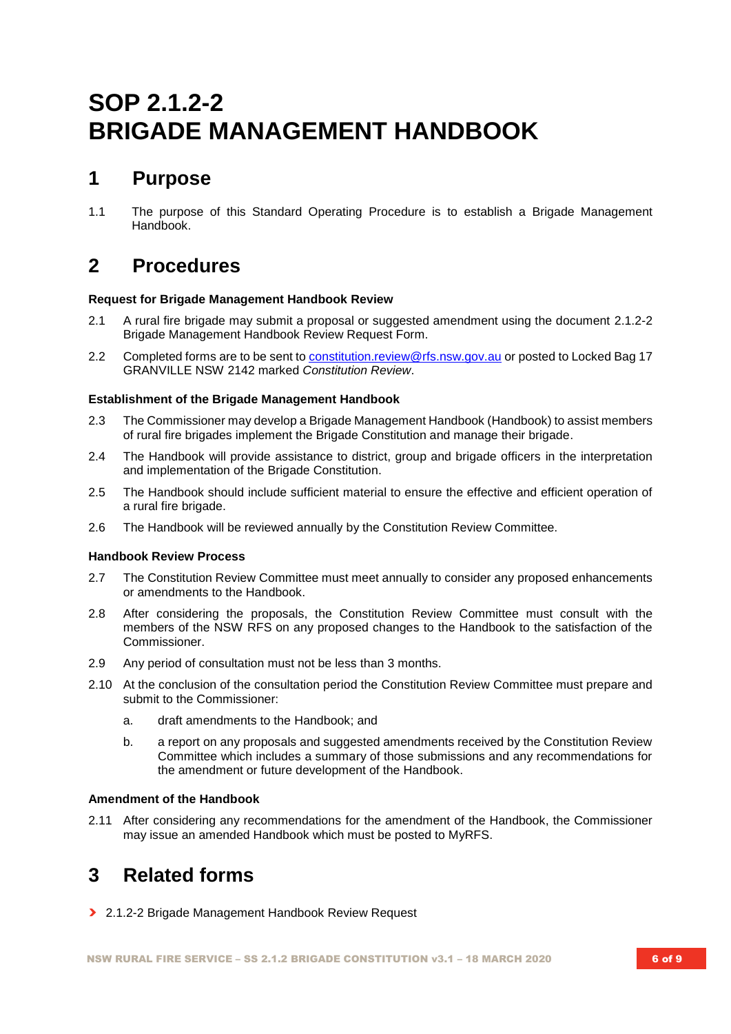# SOP 2.1.2-2
# BRIGADE MANAGEMENT HANDBOOK

## 1 Purpose

1.1 The purpose of this Standard Operating Procedure is to establish a Brigade Management Handbook.

## 2 Procedures

**Request for Brigade Management Handbook Review**

2.1 A rural fire brigade may submit a proposal or suggested amendment using the document 2.1.2-2 Brigade Management Handbook Review Request Form.

2.2 Completed forms are to be sent to constitution.review@rfs.nsw.gov.au or posted to Locked Bag 17 GRANVILLE NSW 2142 marked *Constitution Review*.

**Establishment of the Brigade Management Handbook**

2.3 The Commissioner may develop a Brigade Management Handbook (Handbook) to assist members of rural fire brigades implement the Brigade Constitution and manage their brigade.

2.4 The Handbook will provide assistance to district, group and brigade officers in the interpretation and implementation of the Brigade Constitution.

2.5 The Handbook should include sufficient material to ensure the effective and efficient operation of a rural fire brigade.

2.6 The Handbook will be reviewed annually by the Constitution Review Committee.

**Handbook Review Process**

2.7 The Constitution Review Committee must meet annually to consider any proposed enhancements or amendments to the Handbook.

2.8 After considering the proposals, the Constitution Review Committee must consult with the members of the NSW RFS on any proposed changes to the Handbook to the satisfaction of the Commissioner.

2.9 Any period of consultation must not be less than 3 months.

2.10 At the conclusion of the consultation period the Constitution Review Committee must prepare and submit to the Commissioner:

  a. draft amendments to the Handbook; and

  b. a report on any proposals and suggested amendments received by the Constitution Review Committee which includes a summary of those submissions and any recommendations for the amendment or future development of the Handbook.

**Amendment of the Handbook**

2.11 After considering any recommendations for the amendment of the Handbook, the Commissioner may issue an amended Handbook which must be posted to MyRFS.

## 3 Related forms

- 2.1.2-2 Brigade Management Handbook Review Request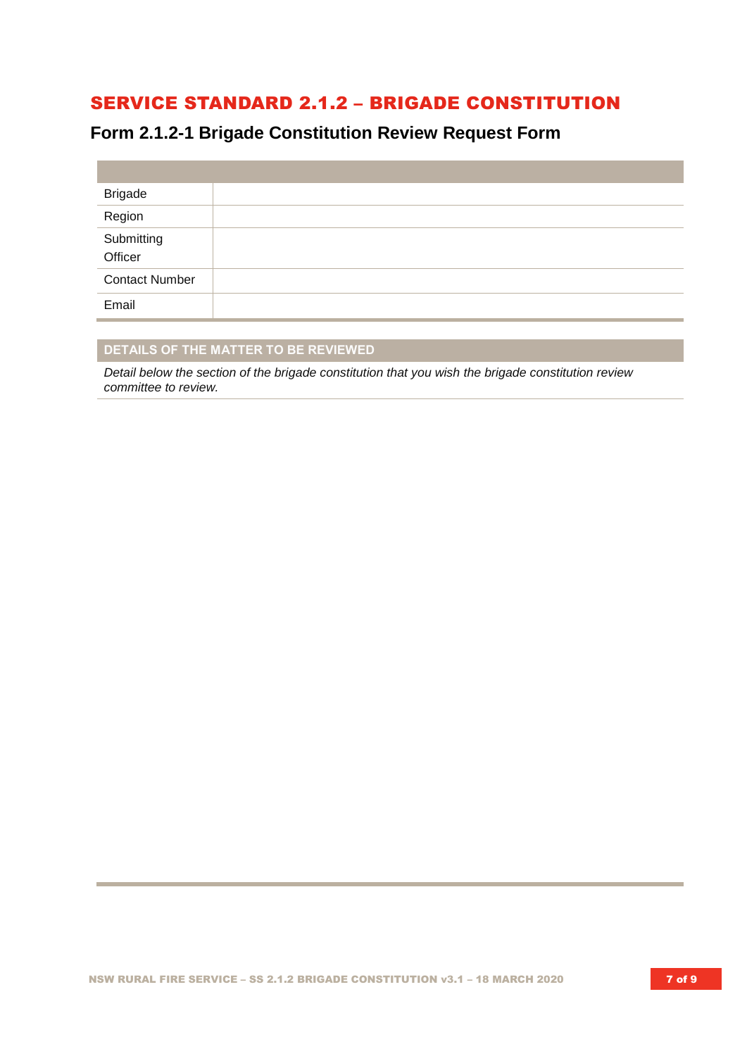# SERVICE STANDARD 2.1.2 – BRIGADE CONSTITUTION

## Form 2.1.2-1 Brigade Constitution Review Request Form

| | |
|---|---|
| Brigade | |
| Region | |
| Submitting Officer | |
| Contact Number | |
| Email | |

| DETAILS OF THE MATTER TO BE REVIEWED |
|---|
| *Detail below the section of the brigade constitution that you wish the brigade constitution review committee to review.* |
| |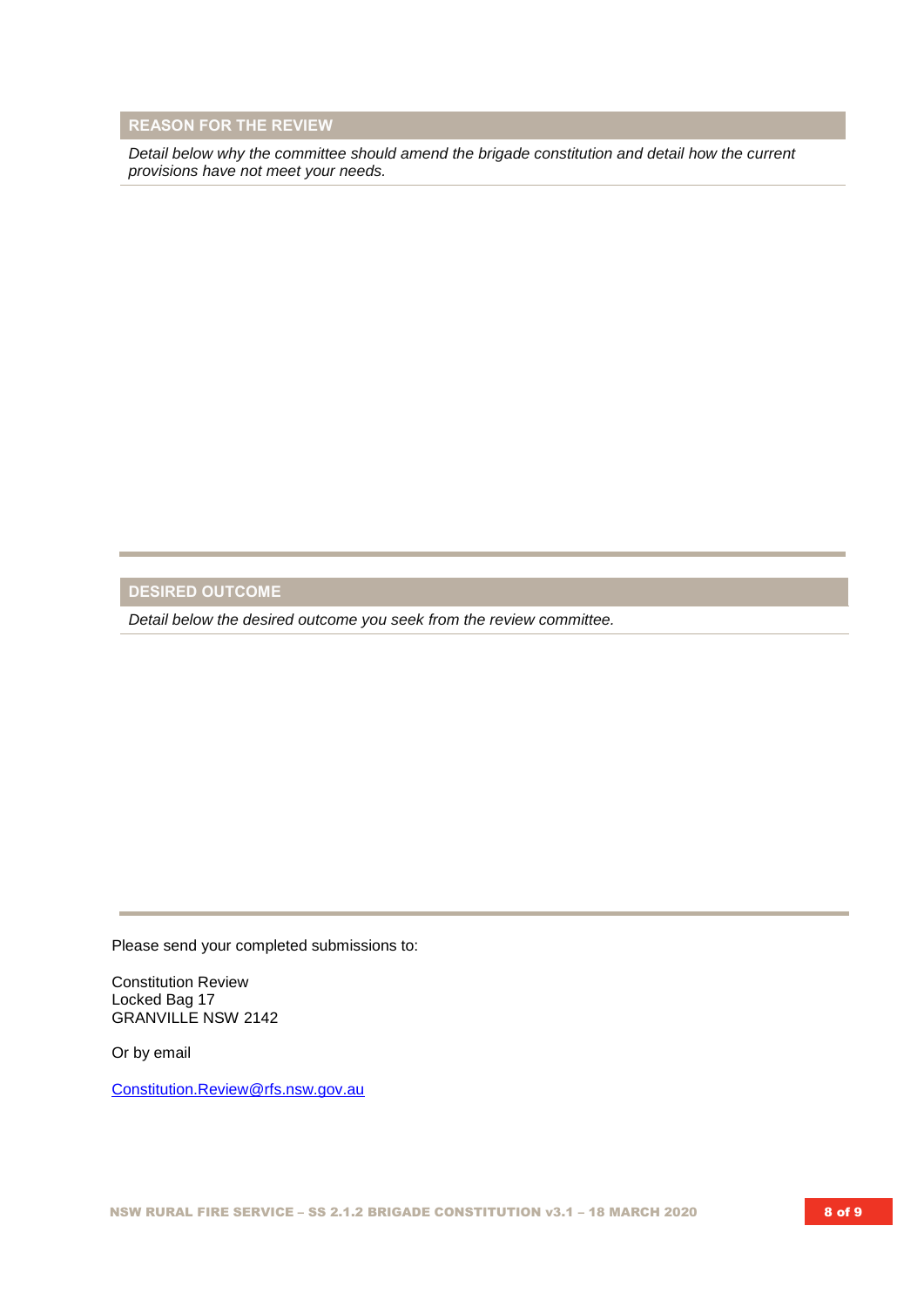## REASON FOR THE REVIEW

*Detail below why the committee should amend the brigade constitution and detail how the current provisions have not meet your needs.*

## DESIRED OUTCOME

*Detail below the desired outcome you seek from the review committee.*

Please send your completed submissions to:

Constitution Review
Locked Bag 17
GRANVILLE NSW 2142

Or by email

Constitution.Review@rfs.nsw.gov.au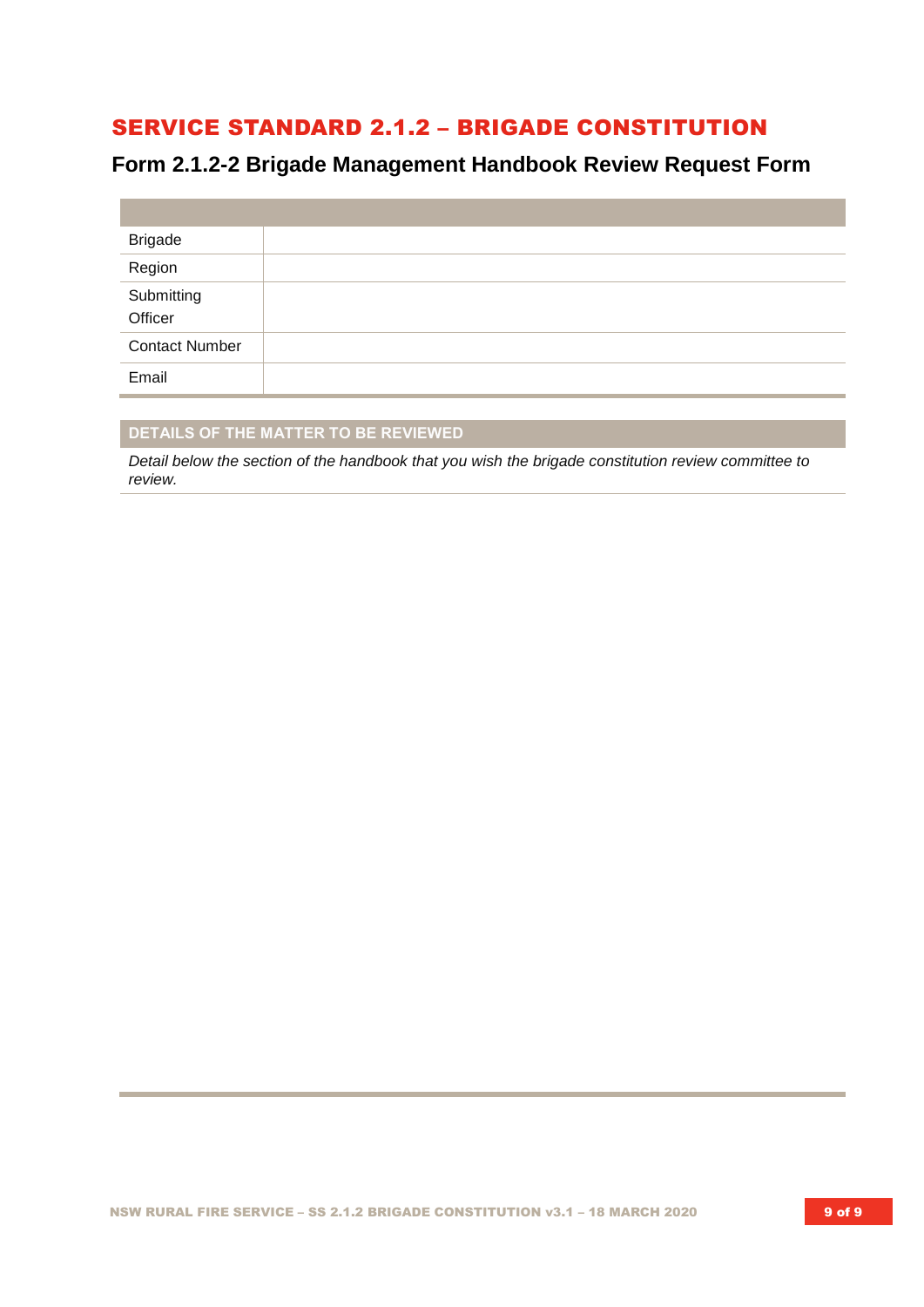# SERVICE STANDARD 2.1.2 – BRIGADE CONSTITUTION

## Form 2.1.2-2 Brigade Management Handbook Review Request Form

| | |
|---|---|
| Brigade | |
| Region | |
| Submitting Officer | |
| Contact Number | |
| Email | |

| DETAILS OF THE MATTER TO BE REVIEWED |
|---|
| *Detail below the section of the handbook that you wish the brigade constitution review committee to review.* |
| |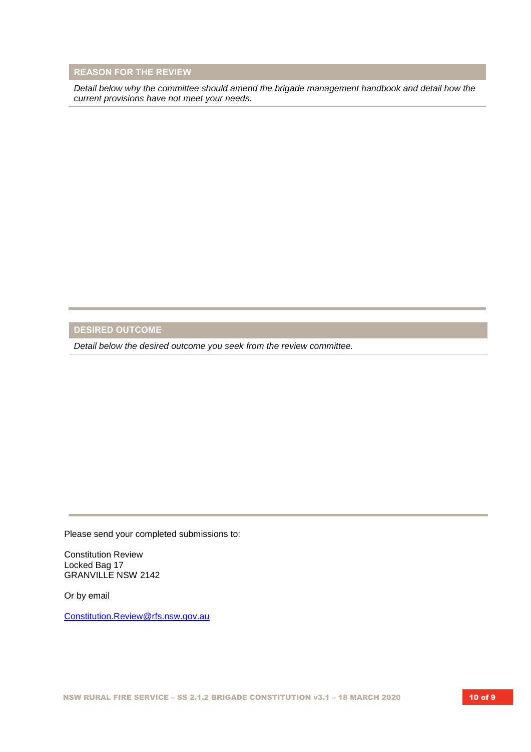## REASON FOR THE REVIEW

*Detail below why the committee should amend the brigade management handbook and detail how the current provisions have not meet your needs.*

## DESIRED OUTCOME

*Detail below the desired outcome you seek from the review committee.*

Please send your completed submissions to:

Constitution Review  
Locked Bag 17  
GRANVILLE NSW 2142

Or by email

[Constitution.Review@rfs.nsw.gov.au](mailto:Constitution.Review@rfs.nsw.gov.au)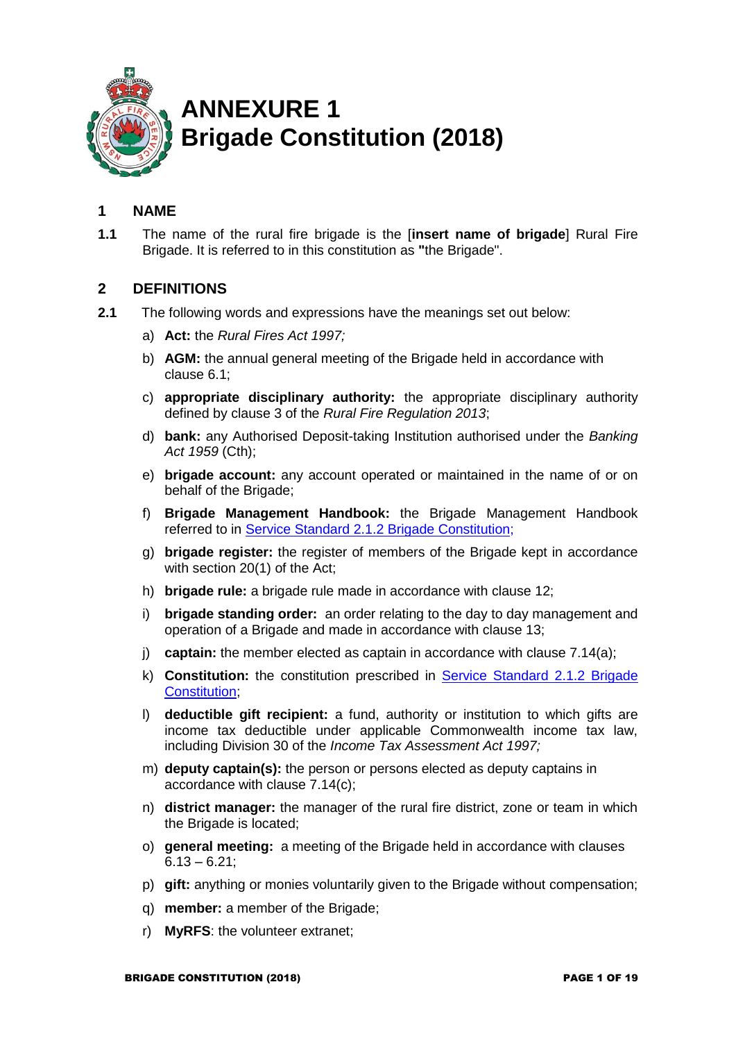# ANNEXURE 1
# Brigade Constitution (2018)

## 1 NAME

**1.1** The name of the rural fire brigade is the [**insert name of brigade**] Rural Fire Brigade. It is referred to in this constitution as **"**the Brigade".

## 2 DEFINITIONS

**2.1** The following words and expressions have the meanings set out below:

a) **Act:** the *Rural Fires Act 1997;*

b) **AGM:** the annual general meeting of the Brigade held in accordance with clause 6.1;

c) **appropriate disciplinary authority:** the appropriate disciplinary authority defined by clause 3 of the *Rural Fire Regulation 2013*;

d) **bank:** any Authorised Deposit-taking Institution authorised under the *Banking Act 1959* (Cth);

e) **brigade account:** any account operated or maintained in the name of or on behalf of the Brigade;

f) **Brigade Management Handbook:** the Brigade Management Handbook referred to in Service Standard 2.1.2 Brigade Constitution;

g) **brigade register:** the register of members of the Brigade kept in accordance with section 20(1) of the Act;

h) **brigade rule:** a brigade rule made in accordance with clause 12;

i) **brigade standing order:** an order relating to the day to day management and operation of a Brigade and made in accordance with clause 13;

j) **captain:** the member elected as captain in accordance with clause 7.14(a);

k) **Constitution:** the constitution prescribed in Service Standard 2.1.2 Brigade Constitution;

l) **deductible gift recipient:** a fund, authority or institution to which gifts are income tax deductible under applicable Commonwealth income tax law, including Division 30 of the *Income Tax Assessment Act 1997;*

m) **deputy captain(s):** the person or persons elected as deputy captains in accordance with clause 7.14(c);

n) **district manager:** the manager of the rural fire district, zone or team in which the Brigade is located;

o) **general meeting:** a meeting of the Brigade held in accordance with clauses 6.13 – 6.21;

p) **gift:** anything or monies voluntarily given to the Brigade without compensation;

q) **member:** a member of the Brigade;

r) **MyRFS**: the volunteer extranet;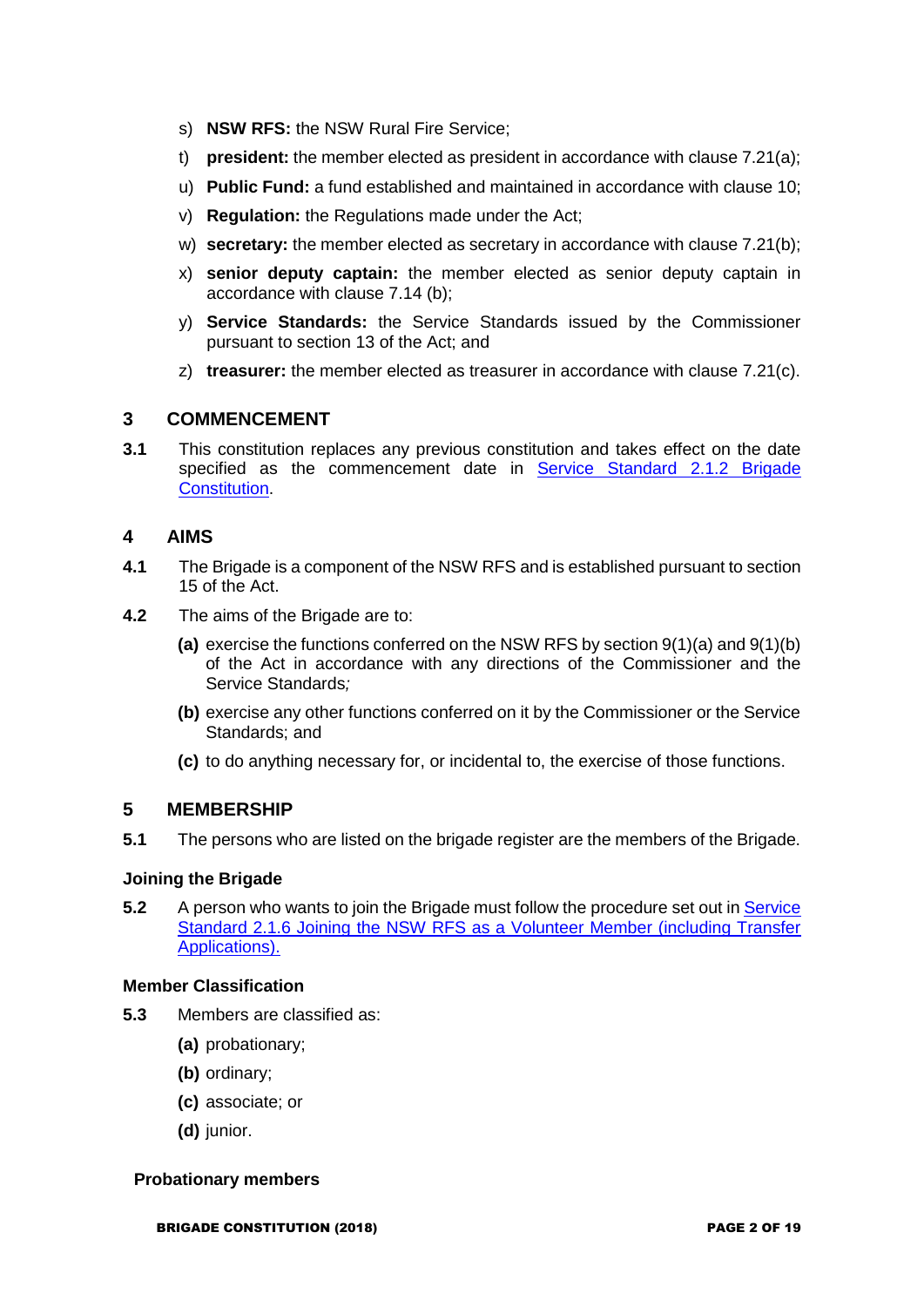s) **NSW RFS:** the NSW Rural Fire Service;

t) **president:** the member elected as president in accordance with clause 7.21(a);

u) **Public Fund:** a fund established and maintained in accordance with clause 10;

v) **Regulation:** the Regulations made under the Act;

w) **secretary:** the member elected as secretary in accordance with clause 7.21(b);

x) **senior deputy captain:** the member elected as senior deputy captain in accordance with clause 7.14 (b);

y) **Service Standards:** the Service Standards issued by the Commissioner pursuant to section 13 of the Act; and

z) **treasurer:** the member elected as treasurer in accordance with clause 7.21(c).

## 3 COMMENCEMENT

**3.1** This constitution replaces any previous constitution and takes effect on the date specified as the commencement date in Service Standard 2.1.2 Brigade Constitution.

## 4 AIMS

**4.1** The Brigade is a component of the NSW RFS and is established pursuant to section 15 of the Act.

**4.2** The aims of the Brigade are to:

**(a)** exercise the functions conferred on the NSW RFS by section 9(1)(a) and 9(1)(b) of the Act in accordance with any directions of the Commissioner and the Service Standards*;*

**(b)** exercise any other functions conferred on it by the Commissioner or the Service Standards; and

**(c)** to do anything necessary for, or incidental to, the exercise of those functions.

## 5 MEMBERSHIP

**5.1** The persons who are listed on the brigade register are the members of the Brigade.

### Joining the Brigade

**5.2** A person who wants to join the Brigade must follow the procedure set out in Service Standard 2.1.6 Joining the NSW RFS as a Volunteer Member (including Transfer Applications).

### Member Classification

**5.3** Members are classified as:

**(a)** probationary;

**(b)** ordinary;

**(c)** associate; or

**(d)** junior.

### Probationary members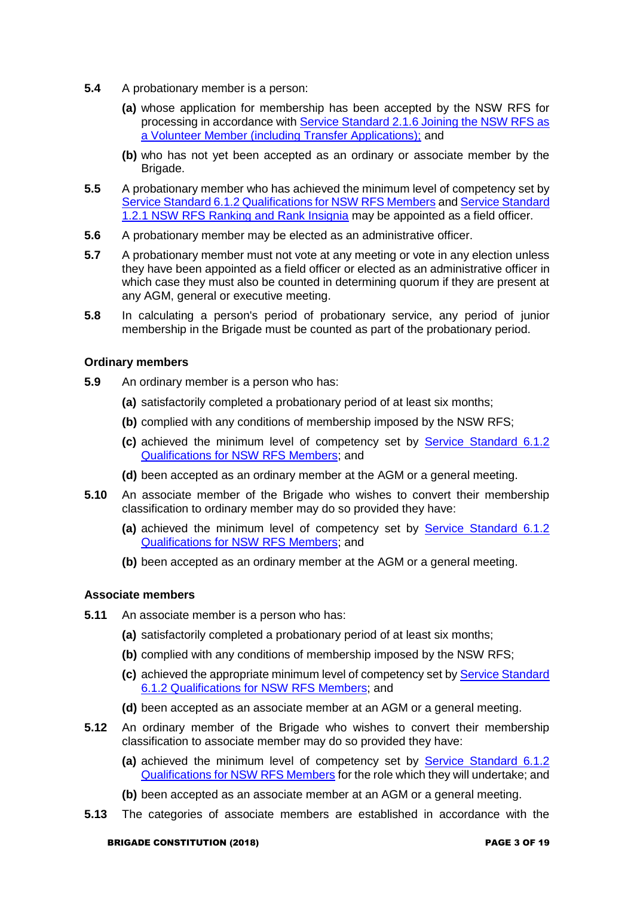**5.4** A probationary member is a person:

**(a)** whose application for membership has been accepted by the NSW RFS for processing in accordance with Service Standard 2.1.6 Joining the NSW RFS as a Volunteer Member (including Transfer Applications); and

**(b)** who has not yet been accepted as an ordinary or associate member by the Brigade.

**5.5** A probationary member who has achieved the minimum level of competency set by Service Standard 6.1.2 Qualifications for NSW RFS Members and Service Standard 1.2.1 NSW RFS Ranking and Rank Insignia may be appointed as a field officer.

**5.6** A probationary member may be elected as an administrative officer.

**5.7** A probationary member must not vote at any meeting or vote in any election unless they have been appointed as a field officer or elected as an administrative officer in which case they must also be counted in determining quorum if they are present at any AGM, general or executive meeting.

**5.8** In calculating a person's period of probationary service, any period of junior membership in the Brigade must be counted as part of the probationary period.

**Ordinary members**

**5.9** An ordinary member is a person who has:

**(a)** satisfactorily completed a probationary period of at least six months;

**(b)** complied with any conditions of membership imposed by the NSW RFS;

**(c)** achieved the minimum level of competency set by Service Standard 6.1.2 Qualifications for NSW RFS Members; and

**(d)** been accepted as an ordinary member at the AGM or a general meeting.

**5.10** An associate member of the Brigade who wishes to convert their membership classification to ordinary member may do so provided they have:

**(a)** achieved the minimum level of competency set by Service Standard 6.1.2 Qualifications for NSW RFS Members; and

**(b)** been accepted as an ordinary member at the AGM or a general meeting.

**Associate members**

**5.11** An associate member is a person who has:

**(a)** satisfactorily completed a probationary period of at least six months;

**(b)** complied with any conditions of membership imposed by the NSW RFS;

**(c)** achieved the appropriate minimum level of competency set by Service Standard 6.1.2 Qualifications for NSW RFS Members; and

**(d)** been accepted as an associate member at an AGM or a general meeting.

**5.12** An ordinary member of the Brigade who wishes to convert their membership classification to associate member may do so provided they have:

**(a)** achieved the minimum level of competency set by Service Standard 6.1.2 Qualifications for NSW RFS Members for the role which they will undertake; and

**(b)** been accepted as an associate member at an AGM or a general meeting.

**5.13** The categories of associate members are established in accordance with the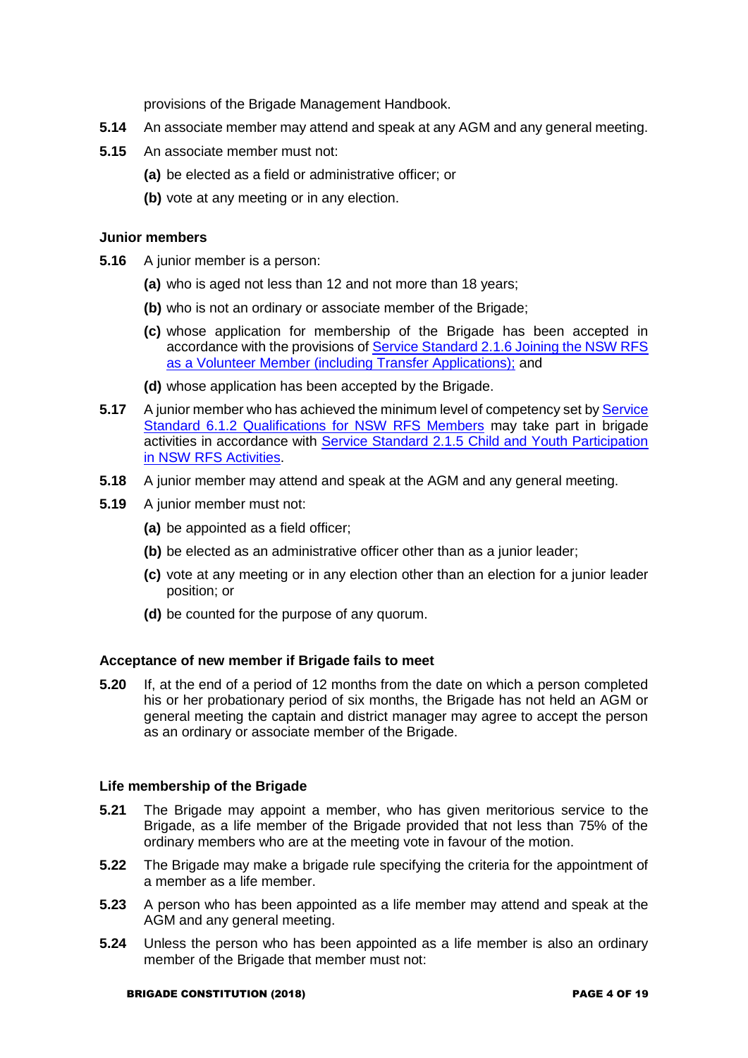provisions of the Brigade Management Handbook.

**5.14** An associate member may attend and speak at any AGM and any general meeting.

**5.15** An associate member must not:

- **(a)** be elected as a field or administrative officer; or
- **(b)** vote at any meeting or in any election.

### Junior members

**5.16** A junior member is a person:

- **(a)** who is aged not less than 12 and not more than 18 years;
- **(b)** who is not an ordinary or associate member of the Brigade;
- **(c)** whose application for membership of the Brigade has been accepted in accordance with the provisions of Service Standard 2.1.6 Joining the NSW RFS as a Volunteer Member (including Transfer Applications); and
- **(d)** whose application has been accepted by the Brigade.

**5.17** A junior member who has achieved the minimum level of competency set by Service Standard 6.1.2 Qualifications for NSW RFS Members may take part in brigade activities in accordance with Service Standard 2.1.5 Child and Youth Participation in NSW RFS Activities.

**5.18** A junior member may attend and speak at the AGM and any general meeting.

**5.19** A junior member must not:

- **(a)** be appointed as a field officer;
- **(b)** be elected as an administrative officer other than as a junior leader;
- **(c)** vote at any meeting or in any election other than an election for a junior leader position; or
- **(d)** be counted for the purpose of any quorum.

### Acceptance of new member if Brigade fails to meet

**5.20** If, at the end of a period of 12 months from the date on which a person completed his or her probationary period of six months, the Brigade has not held an AGM or general meeting the captain and district manager may agree to accept the person as an ordinary or associate member of the Brigade.

### Life membership of the Brigade

**5.21** The Brigade may appoint a member, who has given meritorious service to the Brigade, as a life member of the Brigade provided that not less than 75% of the ordinary members who are at the meeting vote in favour of the motion.

**5.22** The Brigade may make a brigade rule specifying the criteria for the appointment of a member as a life member.

**5.23** A person who has been appointed as a life member may attend and speak at the AGM and any general meeting.

**5.24** Unless the person who has been appointed as a life member is also an ordinary member of the Brigade that member must not: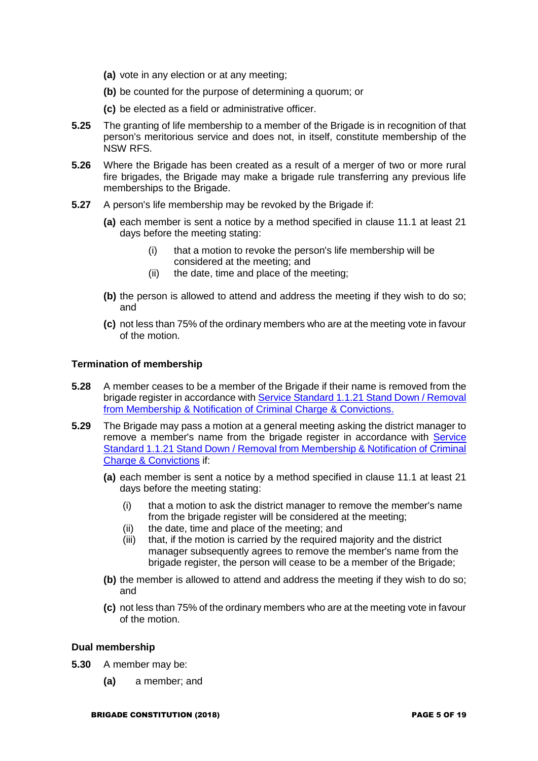**(a)** vote in any election or at any meeting;

**(b)** be counted for the purpose of determining a quorum; or

**(c)** be elected as a field or administrative officer.

**5.25** The granting of life membership to a member of the Brigade is in recognition of that person's meritorious service and does not, in itself, constitute membership of the NSW RFS.

**5.26** Where the Brigade has been created as a result of a merger of two or more rural fire brigades, the Brigade may make a brigade rule transferring any previous life memberships to the Brigade.

**5.27** A person's life membership may be revoked by the Brigade if:

**(a)** each member is sent a notice by a method specified in clause 11.1 at least 21 days before the meeting stating:

(i) that a motion to revoke the person's life membership will be considered at the meeting; and

(ii) the date, time and place of the meeting;

**(b)** the person is allowed to attend and address the meeting if they wish to do so; and

**(c)** not less than 75% of the ordinary members who are at the meeting vote in favour of the motion.

### Termination of membership

**5.28** A member ceases to be a member of the Brigade if their name is removed from the brigade register in accordance with Service Standard 1.1.21 Stand Down / Removal from Membership & Notification of Criminal Charge & Convictions.

**5.29** The Brigade may pass a motion at a general meeting asking the district manager to remove a member's name from the brigade register in accordance with Service Standard 1.1.21 Stand Down / Removal from Membership & Notification of Criminal Charge & Convictions if:

**(a)** each member is sent a notice by a method specified in clause 11.1 at least 21 days before the meeting stating:

(i) that a motion to ask the district manager to remove the member's name from the brigade register will be considered at the meeting;

(ii) the date, time and place of the meeting; and

(iii) that, if the motion is carried by the required majority and the district manager subsequently agrees to remove the member's name from the brigade register, the person will cease to be a member of the Brigade;

**(b)** the member is allowed to attend and address the meeting if they wish to do so; and

**(c)** not less than 75% of the ordinary members who are at the meeting vote in favour of the motion.

### Dual membership

**5.30** A member may be:

**(a)** a member; and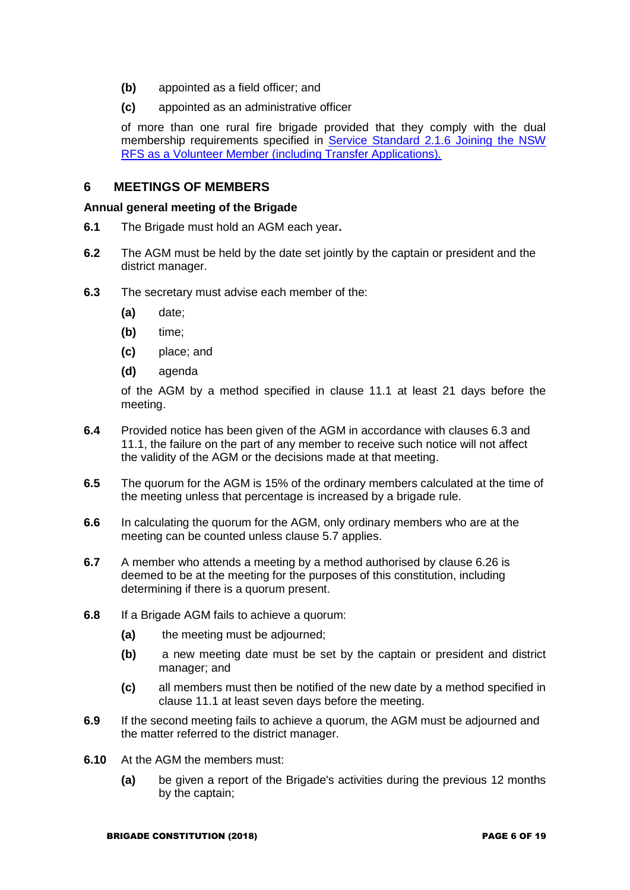- **(b)** appointed as a field officer; and
- **(c)** appointed as an administrative officer

of more than one rural fire brigade provided that they comply with the dual membership requirements specified in Service Standard 2.1.6 Joining the NSW RFS as a Volunteer Member (including Transfer Applications).

## 6 MEETINGS OF MEMBERS

### Annual general meeting of the Brigade

**6.1** The Brigade must hold an AGM each year**.**

**6.2** The AGM must be held by the date set jointly by the captain or president and the district manager.

**6.3** The secretary must advise each member of the:

- **(a)** date;
- **(b)** time;
- **(c)** place; and
- **(d)** agenda

of the AGM by a method specified in clause 11.1 at least 21 days before the meeting.

**6.4** Provided notice has been given of the AGM in accordance with clauses 6.3 and 11.1, the failure on the part of any member to receive such notice will not affect the validity of the AGM or the decisions made at that meeting.

**6.5** The quorum for the AGM is 15% of the ordinary members calculated at the time of the meeting unless that percentage is increased by a brigade rule.

**6.6** In calculating the quorum for the AGM, only ordinary members who are at the meeting can be counted unless clause 5.7 applies.

**6.7** A member who attends a meeting by a method authorised by clause 6.26 is deemed to be at the meeting for the purposes of this constitution, including determining if there is a quorum present.

**6.8** If a Brigade AGM fails to achieve a quorum:

- **(a)** the meeting must be adjourned;
- **(b)** a new meeting date must be set by the captain or president and district manager; and
- **(c)** all members must then be notified of the new date by a method specified in clause 11.1 at least seven days before the meeting.

**6.9** If the second meeting fails to achieve a quorum, the AGM must be adjourned and the matter referred to the district manager.

**6.10** At the AGM the members must:

- **(a)** be given a report of the Brigade's activities during the previous 12 months by the captain;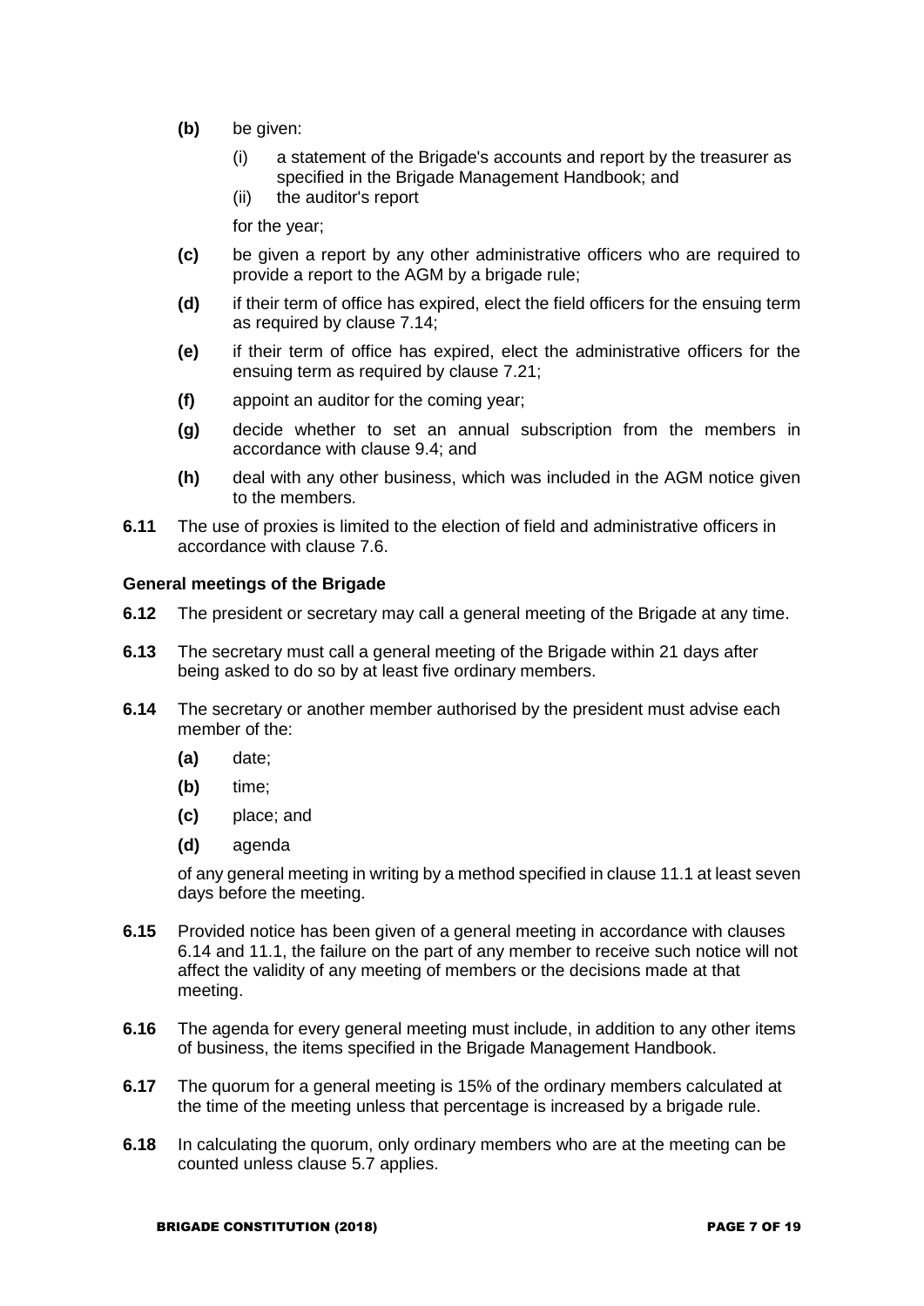- **(b)** be given:
    - (i) a statement of the Brigade's accounts and report by the treasurer as specified in the Brigade Management Handbook; and
    - (ii) the auditor's report

  for the year;

- **(c)** be given a report by any other administrative officers who are required to provide a report to the AGM by a brigade rule;
- **(d)** if their term of office has expired, elect the field officers for the ensuing term as required by clause 7.14;
- **(e)** if their term of office has expired, elect the administrative officers for the ensuing term as required by clause 7.21;
- **(f)** appoint an auditor for the coming year;
- **(g)** decide whether to set an annual subscription from the members in accordance with clause 9.4; and
- **(h)** deal with any other business, which was included in the AGM notice given to the members.

**6.11** The use of proxies is limited to the election of field and administrative officers in accordance with clause 7.6.

### General meetings of the Brigade

**6.12** The president or secretary may call a general meeting of the Brigade at any time.

**6.13** The secretary must call a general meeting of the Brigade within 21 days after being asked to do so by at least five ordinary members.

**6.14** The secretary or another member authorised by the president must advise each member of the:

- **(a)** date;
- **(b)** time;
- **(c)** place; and
- **(d)** agenda

of any general meeting in writing by a method specified in clause 11.1 at least seven days before the meeting.

**6.15** Provided notice has been given of a general meeting in accordance with clauses 6.14 and 11.1, the failure on the part of any member to receive such notice will not affect the validity of any meeting of members or the decisions made at that meeting.

**6.16** The agenda for every general meeting must include, in addition to any other items of business, the items specified in the Brigade Management Handbook.

**6.17** The quorum for a general meeting is 15% of the ordinary members calculated at the time of the meeting unless that percentage is increased by a brigade rule.

**6.18** In calculating the quorum, only ordinary members who are at the meeting can be counted unless clause 5.7 applies.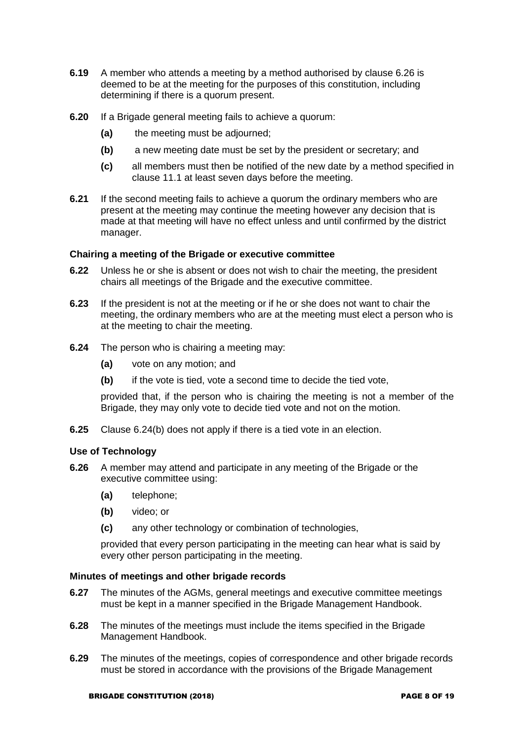**6.19** A member who attends a meeting by a method authorised by clause 6.26 is deemed to be at the meeting for the purposes of this constitution, including determining if there is a quorum present.

**6.20** If a Brigade general meeting fails to achieve a quorum:

- **(a)** the meeting must be adjourned;
- **(b)** a new meeting date must be set by the president or secretary; and
- **(c)** all members must then be notified of the new date by a method specified in clause 11.1 at least seven days before the meeting.

**6.21** If the second meeting fails to achieve a quorum the ordinary members who are present at the meeting may continue the meeting however any decision that is made at that meeting will have no effect unless and until confirmed by the district manager.

### Chairing a meeting of the Brigade or executive committee

**6.22** Unless he or she is absent or does not wish to chair the meeting, the president chairs all meetings of the Brigade and the executive committee.

**6.23** If the president is not at the meeting or if he or she does not want to chair the meeting, the ordinary members who are at the meeting must elect a person who is at the meeting to chair the meeting.

**6.24** The person who is chairing a meeting may:

- **(a)** vote on any motion; and
- **(b)** if the vote is tied, vote a second time to decide the tied vote,

provided that, if the person who is chairing the meeting is not a member of the Brigade, they may only vote to decide tied vote and not on the motion.

**6.25** Clause 6.24(b) does not apply if there is a tied vote in an election.

### Use of Technology

**6.26** A member may attend and participate in any meeting of the Brigade or the executive committee using:

- **(a)** telephone;
- **(b)** video; or
- **(c)** any other technology or combination of technologies,

provided that every person participating in the meeting can hear what is said by every other person participating in the meeting.

### Minutes of meetings and other brigade records

**6.27** The minutes of the AGMs, general meetings and executive committee meetings must be kept in a manner specified in the Brigade Management Handbook.

**6.28** The minutes of the meetings must include the items specified in the Brigade Management Handbook.

**6.29** The minutes of the meetings, copies of correspondence and other brigade records must be stored in accordance with the provisions of the Brigade Management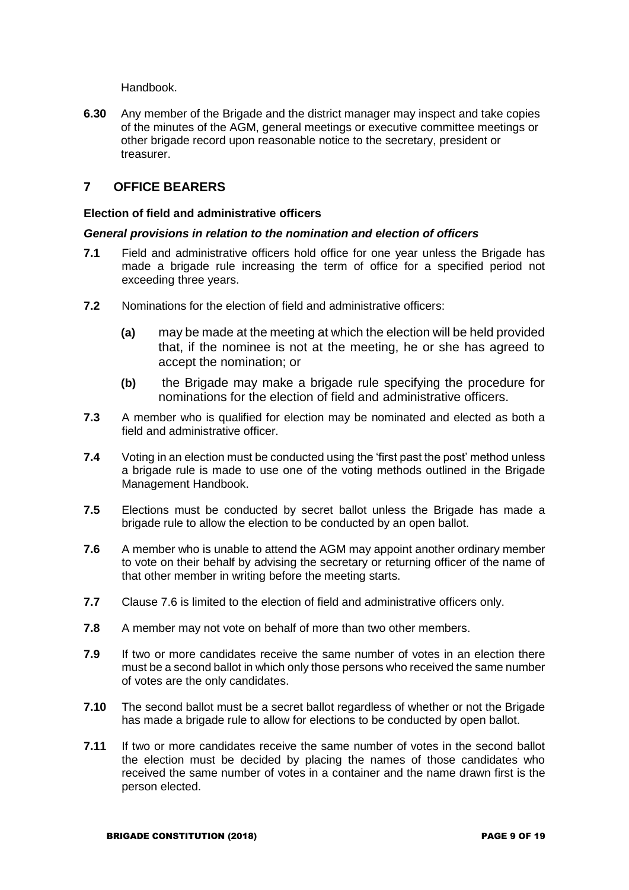Handbook.

**6.30** Any member of the Brigade and the district manager may inspect and take copies of the minutes of the AGM, general meetings or executive committee meetings or other brigade record upon reasonable notice to the secretary, president or treasurer.

## 7 OFFICE BEARERS

### Election of field and administrative officers

#### *General provisions in relation to the nomination and election of officers*

**7.1** Field and administrative officers hold office for one year unless the Brigade has made a brigade rule increasing the term of office for a specified period not exceeding three years.

**7.2** Nominations for the election of field and administrative officers:

- **(a)** may be made at the meeting at which the election will be held provided that, if the nominee is not at the meeting, he or she has agreed to accept the nomination; or
- **(b)** the Brigade may make a brigade rule specifying the procedure for nominations for the election of field and administrative officers.

**7.3** A member who is qualified for election may be nominated and elected as both a field and administrative officer.

**7.4** Voting in an election must be conducted using the 'first past the post' method unless a brigade rule is made to use one of the voting methods outlined in the Brigade Management Handbook.

**7.5** Elections must be conducted by secret ballot unless the Brigade has made a brigade rule to allow the election to be conducted by an open ballot.

**7.6** A member who is unable to attend the AGM may appoint another ordinary member to vote on their behalf by advising the secretary or returning officer of the name of that other member in writing before the meeting starts.

**7.7** Clause 7.6 is limited to the election of field and administrative officers only.

**7.8** A member may not vote on behalf of more than two other members.

**7.9** If two or more candidates receive the same number of votes in an election there must be a second ballot in which only those persons who received the same number of votes are the only candidates.

**7.10** The second ballot must be a secret ballot regardless of whether or not the Brigade has made a brigade rule to allow for elections to be conducted by open ballot.

**7.11** If two or more candidates receive the same number of votes in the second ballot the election must be decided by placing the names of those candidates who received the same number of votes in a container and the name drawn first is the person elected.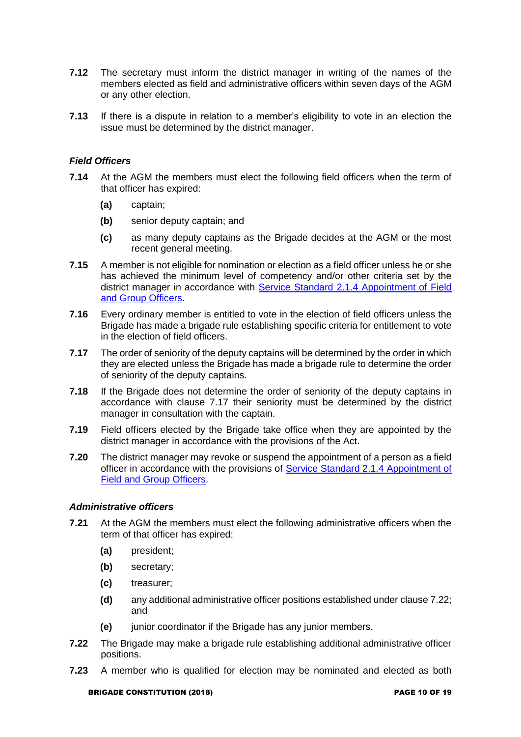**7.12** The secretary must inform the district manager in writing of the names of the members elected as field and administrative officers within seven days of the AGM or any other election.

**7.13** If there is a dispute in relation to a member's eligibility to vote in an election the issue must be determined by the district manager.

### *Field Officers*

**7.14** At the AGM the members must elect the following field officers when the term of that officer has expired:

- **(a)** captain;
- **(b)** senior deputy captain; and
- **(c)** as many deputy captains as the Brigade decides at the AGM or the most recent general meeting.

**7.15** A member is not eligible for nomination or election as a field officer unless he or she has achieved the minimum level of competency and/or other criteria set by the district manager in accordance with Service Standard 2.1.4 Appointment of Field and Group Officers.

**7.16** Every ordinary member is entitled to vote in the election of field officers unless the Brigade has made a brigade rule establishing specific criteria for entitlement to vote in the election of field officers.

**7.17** The order of seniority of the deputy captains will be determined by the order in which they are elected unless the Brigade has made a brigade rule to determine the order of seniority of the deputy captains.

**7.18** If the Brigade does not determine the order of seniority of the deputy captains in accordance with clause 7.17 their seniority must be determined by the district manager in consultation with the captain.

**7.19** Field officers elected by the Brigade take office when they are appointed by the district manager in accordance with the provisions of the Act.

**7.20** The district manager may revoke or suspend the appointment of a person as a field officer in accordance with the provisions of Service Standard 2.1.4 Appointment of Field and Group Officers.

### *Administrative officers*

**7.21** At the AGM the members must elect the following administrative officers when the term of that officer has expired:

- **(a)** president;
- **(b)** secretary;
- **(c)** treasurer;
- **(d)** any additional administrative officer positions established under clause 7.22; and
- **(e)** junior coordinator if the Brigade has any junior members.

**7.22** The Brigade may make a brigade rule establishing additional administrative officer positions.

**7.23** A member who is qualified for election may be nominated and elected as both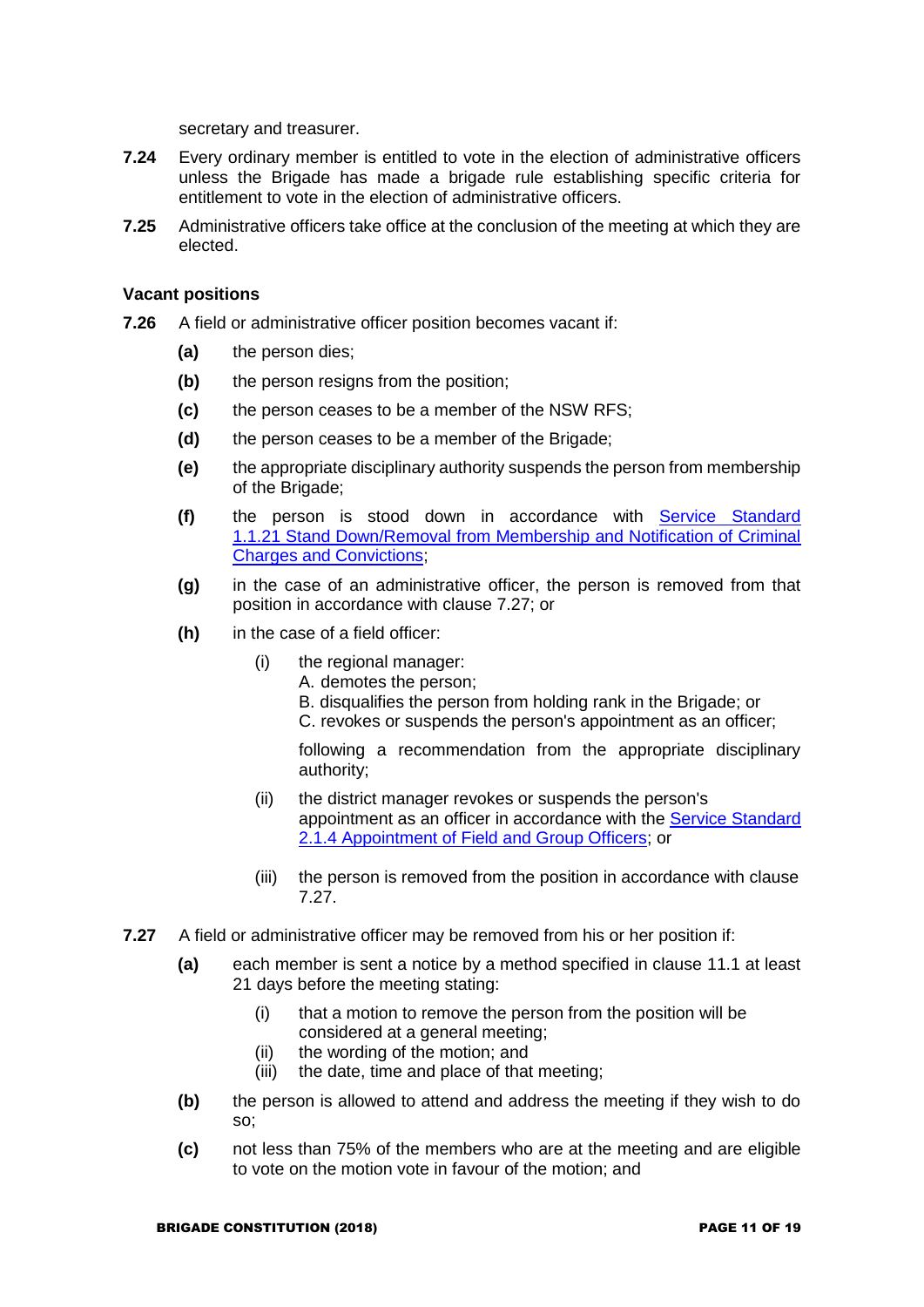secretary and treasurer.

**7.24** Every ordinary member is entitled to vote in the election of administrative officers unless the Brigade has made a brigade rule establishing specific criteria for entitlement to vote in the election of administrative officers.

**7.25** Administrative officers take office at the conclusion of the meeting at which they are elected.

### Vacant positions

**7.26** A field or administrative officer position becomes vacant if:

- **(a)** the person dies;
- **(b)** the person resigns from the position;
- **(c)** the person ceases to be a member of the NSW RFS;
- **(d)** the person ceases to be a member of the Brigade;
- **(e)** the appropriate disciplinary authority suspends the person from membership of the Brigade;
- **(f)** the person is stood down in accordance with Service Standard 1.1.21 Stand Down/Removal from Membership and Notification of Criminal Charges and Convictions;
- **(g)** in the case of an administrative officer, the person is removed from that position in accordance with clause 7.27; or
- **(h)** in the case of a field officer:
  - (i) the regional manager:
    A. demotes the person;
    B. disqualifies the person from holding rank in the Brigade; or
    C. revokes or suspends the person's appointment as an officer;

    following a recommendation from the appropriate disciplinary authority;
  - (ii) the district manager revokes or suspends the person's appointment as an officer in accordance with the Service Standard 2.1.4 Appointment of Field and Group Officers; or
  - (iii) the person is removed from the position in accordance with clause 7.27.

**7.27** A field or administrative officer may be removed from his or her position if:

- **(a)** each member is sent a notice by a method specified in clause 11.1 at least 21 days before the meeting stating:
  - (i) that a motion to remove the person from the position will be considered at a general meeting;
  - (ii) the wording of the motion; and
  - (iii) the date, time and place of that meeting;
- **(b)** the person is allowed to attend and address the meeting if they wish to do so;
- **(c)** not less than 75% of the members who are at the meeting and are eligible to vote on the motion vote in favour of the motion; and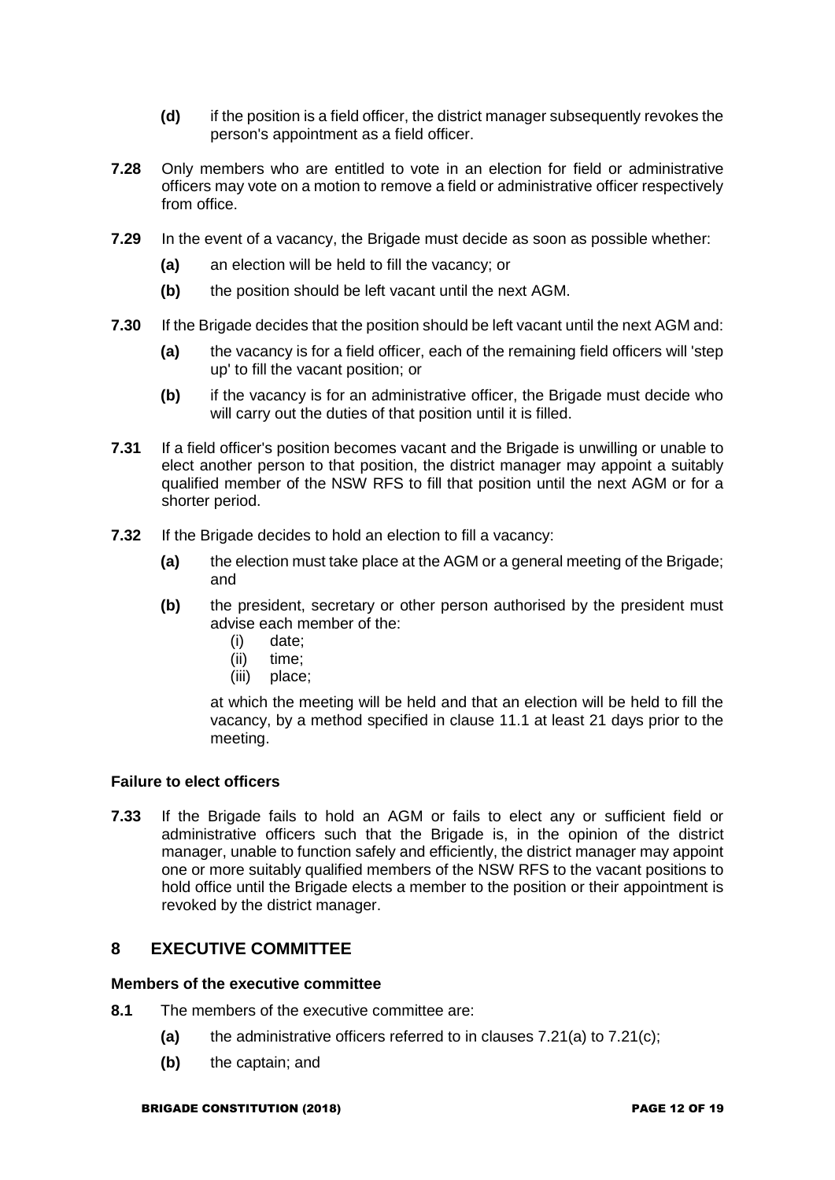**(d)** if the position is a field officer, the district manager subsequently revokes the person's appointment as a field officer.

**7.28** Only members who are entitled to vote in an election for field or administrative officers may vote on a motion to remove a field or administrative officer respectively from office.

**7.29** In the event of a vacancy, the Brigade must decide as soon as possible whether:

**(a)** an election will be held to fill the vacancy; or

**(b)** the position should be left vacant until the next AGM.

**7.30** If the Brigade decides that the position should be left vacant until the next AGM and:

**(a)** the vacancy is for a field officer, each of the remaining field officers will 'step up' to fill the vacant position; or

**(b)** if the vacancy is for an administrative officer, the Brigade must decide who will carry out the duties of that position until it is filled.

**7.31** If a field officer's position becomes vacant and the Brigade is unwilling or unable to elect another person to that position, the district manager may appoint a suitably qualified member of the NSW RFS to fill that position until the next AGM or for a shorter period.

**7.32** If the Brigade decides to hold an election to fill a vacancy:

**(a)** the election must take place at the AGM or a general meeting of the Brigade; and

**(b)** the president, secretary or other person authorised by the president must advise each member of the:

(i) date;
(ii) time;
(iii) place;

at which the meeting will be held and that an election will be held to fill the vacancy, by a method specified in clause 11.1 at least 21 days prior to the meeting.

### Failure to elect officers

**7.33** If the Brigade fails to hold an AGM or fails to elect any or sufficient field or administrative officers such that the Brigade is, in the opinion of the district manager, unable to function safely and efficiently, the district manager may appoint one or more suitably qualified members of the NSW RFS to the vacant positions to hold office until the Brigade elects a member to the position or their appointment is revoked by the district manager.

## 8 EXECUTIVE COMMITTEE

### Members of the executive committee

**8.1** The members of the executive committee are:

**(a)** the administrative officers referred to in clauses 7.21(a) to 7.21(c);

**(b)** the captain; and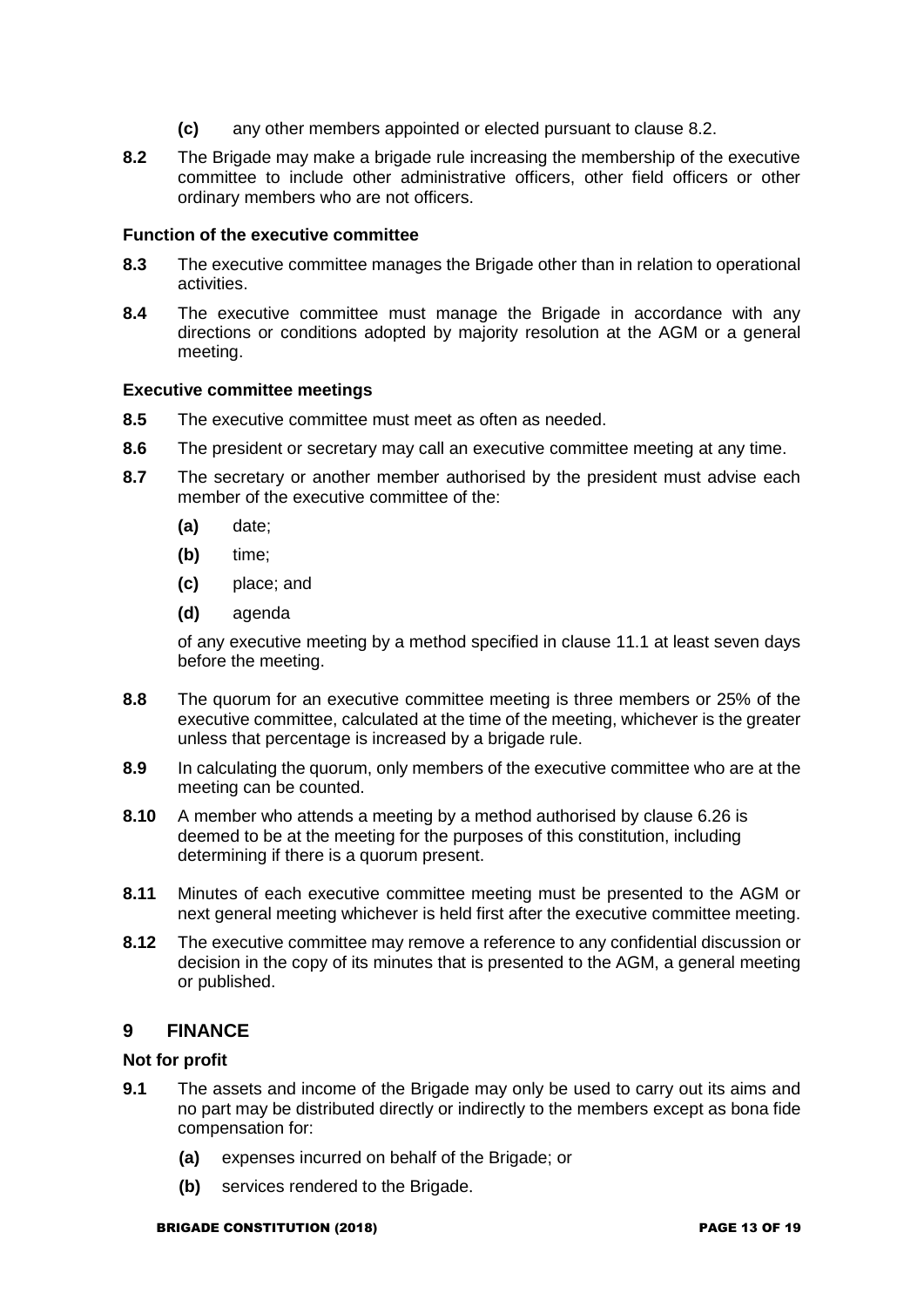**(c)** any other members appointed or elected pursuant to clause 8.2.

**8.2** The Brigade may make a brigade rule increasing the membership of the executive committee to include other administrative officers, other field officers or other ordinary members who are not officers.

#### Function of the executive committee

**8.3** The executive committee manages the Brigade other than in relation to operational activities.

**8.4** The executive committee must manage the Brigade in accordance with any directions or conditions adopted by majority resolution at the AGM or a general meeting.

#### Executive committee meetings

**8.5** The executive committee must meet as often as needed.

**8.6** The president or secretary may call an executive committee meeting at any time.

**8.7** The secretary or another member authorised by the president must advise each member of the executive committee of the:

- **(a)** date;
- **(b)** time;
- **(c)** place; and
- **(d)** agenda

of any executive meeting by a method specified in clause 11.1 at least seven days before the meeting.

**8.8** The quorum for an executive committee meeting is three members or 25% of the executive committee, calculated at the time of the meeting, whichever is the greater unless that percentage is increased by a brigade rule.

**8.9** In calculating the quorum, only members of the executive committee who are at the meeting can be counted.

**8.10** A member who attends a meeting by a method authorised by clause 6.26 is deemed to be at the meeting for the purposes of this constitution, including determining if there is a quorum present.

**8.11** Minutes of each executive committee meeting must be presented to the AGM or next general meeting whichever is held first after the executive committee meeting.

**8.12** The executive committee may remove a reference to any confidential discussion or decision in the copy of its minutes that is presented to the AGM, a general meeting or published.

## 9 FINANCE

#### Not for profit

**9.1** The assets and income of the Brigade may only be used to carry out its aims and no part may be distributed directly or indirectly to the members except as bona fide compensation for:

- **(a)** expenses incurred on behalf of the Brigade; or
- **(b)** services rendered to the Brigade.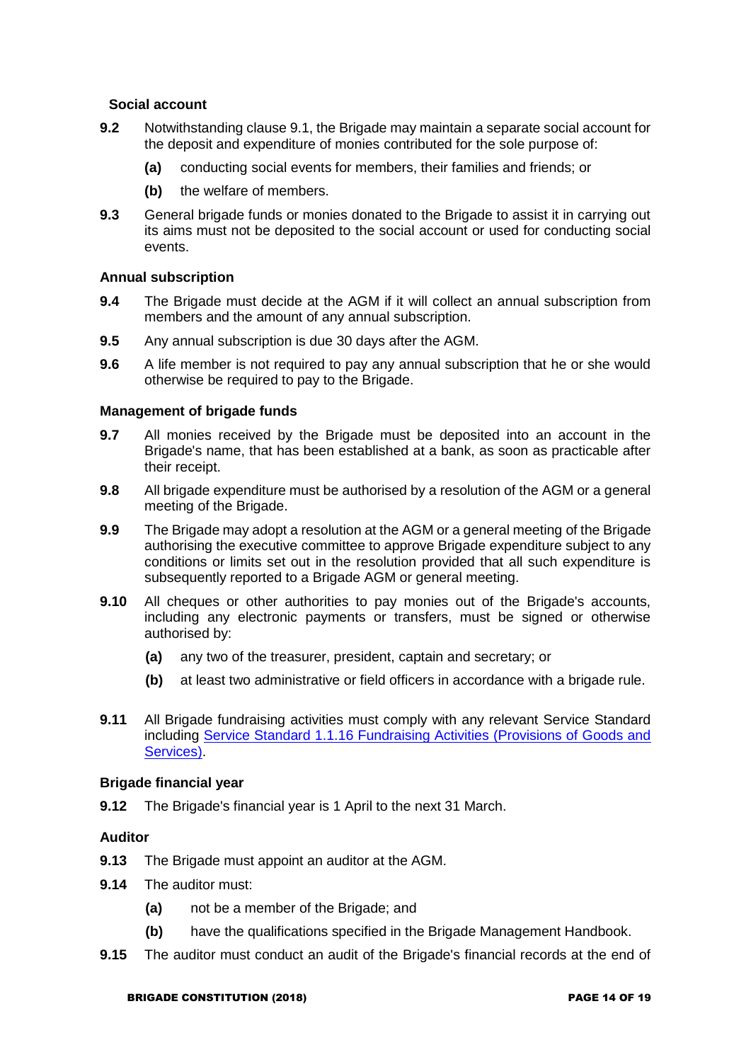### Social account

**9.2** Notwithstanding clause 9.1, the Brigade may maintain a separate social account for the deposit and expenditure of monies contributed for the sole purpose of:

**(a)** conducting social events for members, their families and friends; or

**(b)** the welfare of members.

**9.3** General brigade funds or monies donated to the Brigade to assist it in carrying out its aims must not be deposited to the social account or used for conducting social events.

### Annual subscription

**9.4** The Brigade must decide at the AGM if it will collect an annual subscription from members and the amount of any annual subscription.

**9.5** Any annual subscription is due 30 days after the AGM.

**9.6** A life member is not required to pay any annual subscription that he or she would otherwise be required to pay to the Brigade.

### Management of brigade funds

**9.7** All monies received by the Brigade must be deposited into an account in the Brigade's name, that has been established at a bank, as soon as practicable after their receipt.

**9.8** All brigade expenditure must be authorised by a resolution of the AGM or a general meeting of the Brigade.

**9.9** The Brigade may adopt a resolution at the AGM or a general meeting of the Brigade authorising the executive committee to approve Brigade expenditure subject to any conditions or limits set out in the resolution provided that all such expenditure is subsequently reported to a Brigade AGM or general meeting.

**9.10** All cheques or other authorities to pay monies out of the Brigade's accounts, including any electronic payments or transfers, must be signed or otherwise authorised by:

**(a)** any two of the treasurer, president, captain and secretary; or

**(b)** at least two administrative or field officers in accordance with a brigade rule.

**9.11** All Brigade fundraising activities must comply with any relevant Service Standard including Service Standard 1.1.16 Fundraising Activities (Provisions of Goods and Services).

### Brigade financial year

**9.12** The Brigade's financial year is 1 April to the next 31 March.

### Auditor

**9.13** The Brigade must appoint an auditor at the AGM.

**9.14** The auditor must:

**(a)** not be a member of the Brigade; and

**(b)** have the qualifications specified in the Brigade Management Handbook.

**9.15** The auditor must conduct an audit of the Brigade's financial records at the end of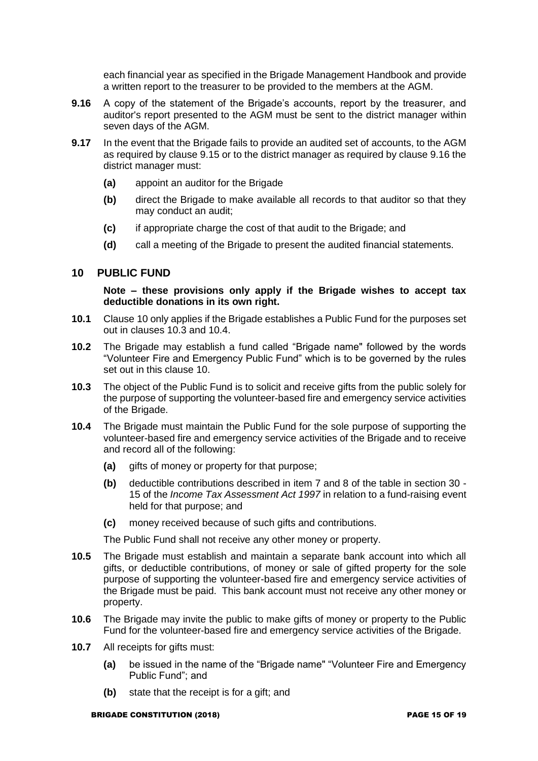each financial year as specified in the Brigade Management Handbook and provide a written report to the treasurer to be provided to the members at the AGM.

**9.16** A copy of the statement of the Brigade's accounts, report by the treasurer, and auditor's report presented to the AGM must be sent to the district manager within seven days of the AGM.

**9.17** In the event that the Brigade fails to provide an audited set of accounts, to the AGM as required by clause 9.15 or to the district manager as required by clause 9.16 the district manager must:

- **(a)** appoint an auditor for the Brigade
- **(b)** direct the Brigade to make available all records to that auditor so that they may conduct an audit;
- **(c)** if appropriate charge the cost of that audit to the Brigade; and
- **(d)** call a meeting of the Brigade to present the audited financial statements.

## 10 PUBLIC FUND

**Note – these provisions only apply if the Brigade wishes to accept tax deductible donations in its own right.**

**10.1** Clause 10 only applies if the Brigade establishes a Public Fund for the purposes set out in clauses 10.3 and 10.4.

**10.2** The Brigade may establish a fund called "Brigade name" followed by the words "Volunteer Fire and Emergency Public Fund" which is to be governed by the rules set out in this clause 10.

**10.3** The object of the Public Fund is to solicit and receive gifts from the public solely for the purpose of supporting the volunteer-based fire and emergency service activities of the Brigade.

**10.4** The Brigade must maintain the Public Fund for the sole purpose of supporting the volunteer-based fire and emergency service activities of the Brigade and to receive and record all of the following:

- **(a)** gifts of money or property for that purpose;
- **(b)** deductible contributions described in item 7 and 8 of the table in section 30 - 15 of the *Income Tax Assessment Act 1997* in relation to a fund-raising event held for that purpose; and
- **(c)** money received because of such gifts and contributions.

The Public Fund shall not receive any other money or property.

**10.5** The Brigade must establish and maintain a separate bank account into which all gifts, or deductible contributions, of money or sale of gifted property for the sole purpose of supporting the volunteer-based fire and emergency service activities of the Brigade must be paid. This bank account must not receive any other money or property.

**10.6** The Brigade may invite the public to make gifts of money or property to the Public Fund for the volunteer-based fire and emergency service activities of the Brigade.

**10.7** All receipts for gifts must:

- **(a)** be issued in the name of the "Brigade name" "Volunteer Fire and Emergency Public Fund"; and
- **(b)** state that the receipt is for a gift; and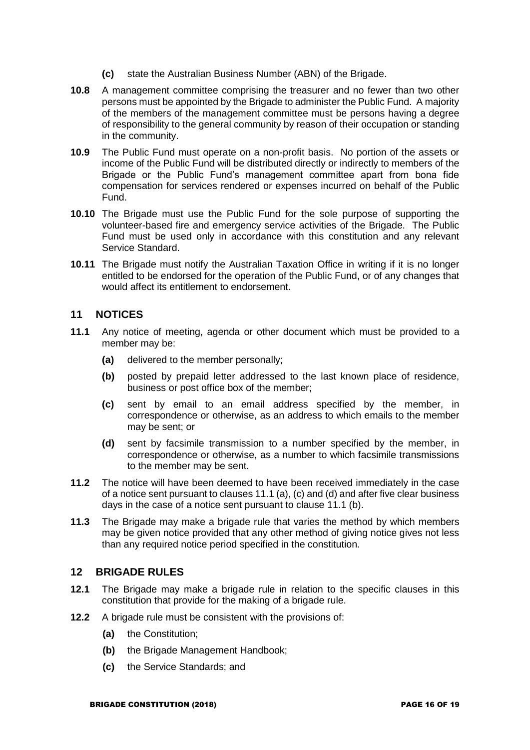**(c)** state the Australian Business Number (ABN) of the Brigade.

**10.8** A management committee comprising the treasurer and no fewer than two other persons must be appointed by the Brigade to administer the Public Fund. A majority of the members of the management committee must be persons having a degree of responsibility to the general community by reason of their occupation or standing in the community.

**10.9** The Public Fund must operate on a non-profit basis. No portion of the assets or income of the Public Fund will be distributed directly or indirectly to members of the Brigade or the Public Fund's management committee apart from bona fide compensation for services rendered or expenses incurred on behalf of the Public Fund.

**10.10** The Brigade must use the Public Fund for the sole purpose of supporting the volunteer-based fire and emergency service activities of the Brigade. The Public Fund must be used only in accordance with this constitution and any relevant Service Standard.

**10.11** The Brigade must notify the Australian Taxation Office in writing if it is no longer entitled to be endorsed for the operation of the Public Fund, or of any changes that would affect its entitlement to endorsement.

## 11 NOTICES

**11.1** Any notice of meeting, agenda or other document which must be provided to a member may be:

**(a)** delivered to the member personally;

**(b)** posted by prepaid letter addressed to the last known place of residence, business or post office box of the member;

**(c)** sent by email to an email address specified by the member, in correspondence or otherwise, as an address to which emails to the member may be sent; or

**(d)** sent by facsimile transmission to a number specified by the member, in correspondence or otherwise, as a number to which facsimile transmissions to the member may be sent.

**11.2** The notice will have been deemed to have been received immediately in the case of a notice sent pursuant to clauses 11.1 (a), (c) and (d) and after five clear business days in the case of a notice sent pursuant to clause 11.1 (b).

**11.3** The Brigade may make a brigade rule that varies the method by which members may be given notice provided that any other method of giving notice gives not less than any required notice period specified in the constitution.

## 12 BRIGADE RULES

**12.1** The Brigade may make a brigade rule in relation to the specific clauses in this constitution that provide for the making of a brigade rule.

**12.2** A brigade rule must be consistent with the provisions of:

**(a)** the Constitution;

**(b)** the Brigade Management Handbook;

**(c)** the Service Standards; and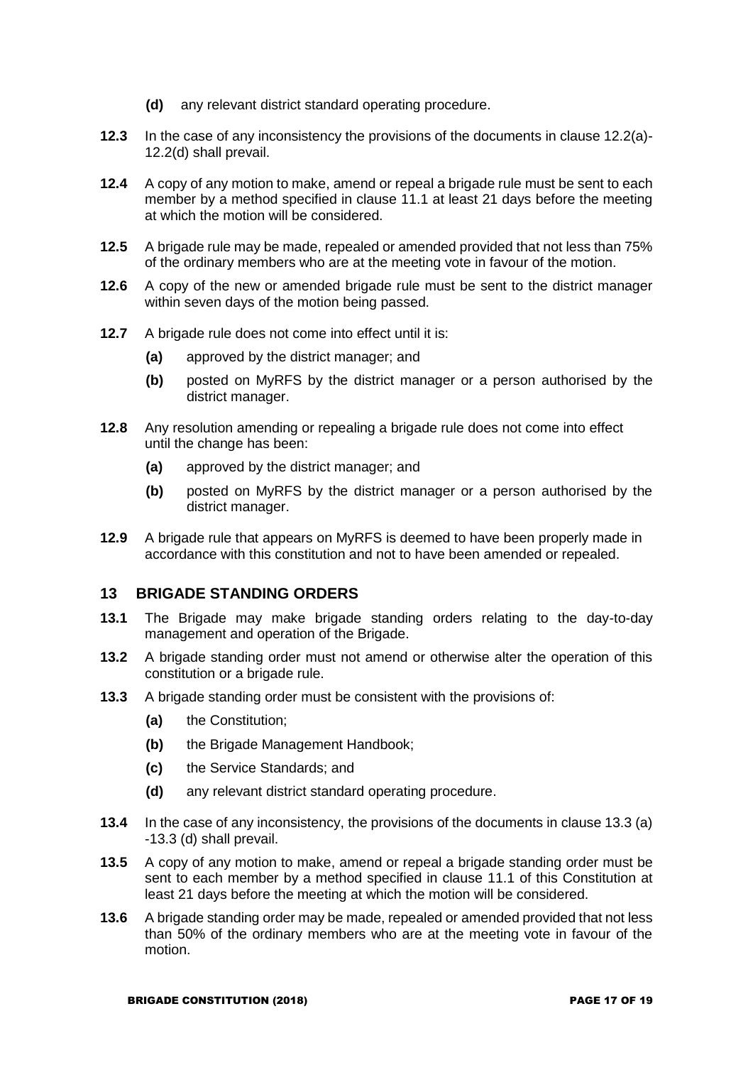**(d)** any relevant district standard operating procedure.

**12.3** In the case of any inconsistency the provisions of the documents in clause 12.2(a)-12.2(d) shall prevail.

**12.4** A copy of any motion to make, amend or repeal a brigade rule must be sent to each member by a method specified in clause 11.1 at least 21 days before the meeting at which the motion will be considered.

**12.5** A brigade rule may be made, repealed or amended provided that not less than 75% of the ordinary members who are at the meeting vote in favour of the motion.

**12.6** A copy of the new or amended brigade rule must be sent to the district manager within seven days of the motion being passed.

**12.7** A brigade rule does not come into effect until it is:

- **(a)** approved by the district manager; and
- **(b)** posted on MyRFS by the district manager or a person authorised by the district manager.

**12.8** Any resolution amending or repealing a brigade rule does not come into effect until the change has been:

- **(a)** approved by the district manager; and
- **(b)** posted on MyRFS by the district manager or a person authorised by the district manager.

**12.9** A brigade rule that appears on MyRFS is deemed to have been properly made in accordance with this constitution and not to have been amended or repealed.

## 13 BRIGADE STANDING ORDERS

**13.1** The Brigade may make brigade standing orders relating to the day-to-day management and operation of the Brigade.

**13.2** A brigade standing order must not amend or otherwise alter the operation of this constitution or a brigade rule.

**13.3** A brigade standing order must be consistent with the provisions of:

- **(a)** the Constitution;
- **(b)** the Brigade Management Handbook;
- **(c)** the Service Standards; and
- **(d)** any relevant district standard operating procedure.

**13.4** In the case of any inconsistency, the provisions of the documents in clause 13.3 (a) -13.3 (d) shall prevail.

**13.5** A copy of any motion to make, amend or repeal a brigade standing order must be sent to each member by a method specified in clause 11.1 of this Constitution at least 21 days before the meeting at which the motion will be considered.

**13.6** A brigade standing order may be made, repealed or amended provided that not less than 50% of the ordinary members who are at the meeting vote in favour of the motion.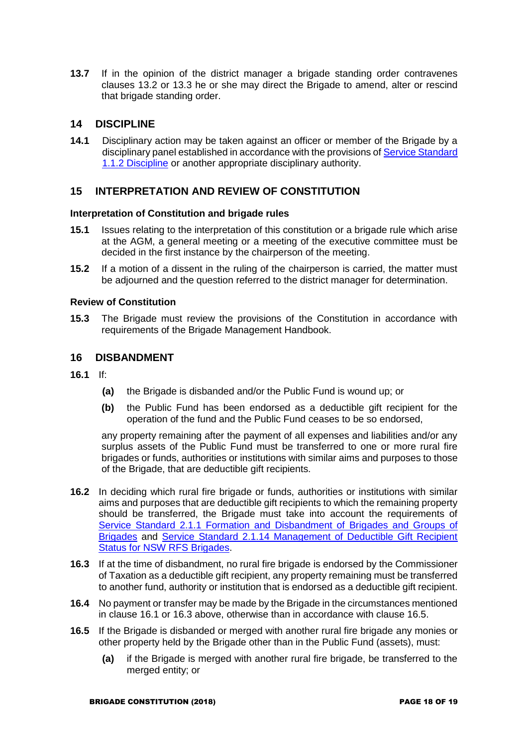**13.7** If in the opinion of the district manager a brigade standing order contravenes clauses 13.2 or 13.3 he or she may direct the Brigade to amend, alter or rescind that brigade standing order.

## 14 DISCIPLINE

**14.1** Disciplinary action may be taken against an officer or member of the Brigade by a disciplinary panel established in accordance with the provisions of Service Standard 1.1.2 Discipline or another appropriate disciplinary authority.

## 15 INTERPRETATION AND REVIEW OF CONSTITUTION

### Interpretation of Constitution and brigade rules

**15.1** Issues relating to the interpretation of this constitution or a brigade rule which arise at the AGM, a general meeting or a meeting of the executive committee must be decided in the first instance by the chairperson of the meeting.

**15.2** If a motion of a dissent in the ruling of the chairperson is carried, the matter must be adjourned and the question referred to the district manager for determination.

### Review of Constitution

**15.3** The Brigade must review the provisions of the Constitution in accordance with requirements of the Brigade Management Handbook.

## 16 DISBANDMENT

**16.1** If:

- **(a)** the Brigade is disbanded and/or the Public Fund is wound up; or
- **(b)** the Public Fund has been endorsed as a deductible gift recipient for the operation of the fund and the Public Fund ceases to be so endorsed,

any property remaining after the payment of all expenses and liabilities and/or any surplus assets of the Public Fund must be transferred to one or more rural fire brigades or funds, authorities or institutions with similar aims and purposes to those of the Brigade, that are deductible gift recipients.

**16.2** In deciding which rural fire brigade or funds, authorities or institutions with similar aims and purposes that are deductible gift recipients to which the remaining property should be transferred, the Brigade must take into account the requirements of Service Standard 2.1.1 Formation and Disbandment of Brigades and Groups of Brigades and Service Standard 2.1.14 Management of Deductible Gift Recipient Status for NSW RFS Brigades.

**16.3** If at the time of disbandment, no rural fire brigade is endorsed by the Commissioner of Taxation as a deductible gift recipient, any property remaining must be transferred to another fund, authority or institution that is endorsed as a deductible gift recipient.

**16.4** No payment or transfer may be made by the Brigade in the circumstances mentioned in clause 16.1 or 16.3 above, otherwise than in accordance with clause 16.5.

**16.5** If the Brigade is disbanded or merged with another rural fire brigade any monies or other property held by the Brigade other than in the Public Fund (assets), must:

- **(a)** if the Brigade is merged with another rural fire brigade, be transferred to the merged entity; or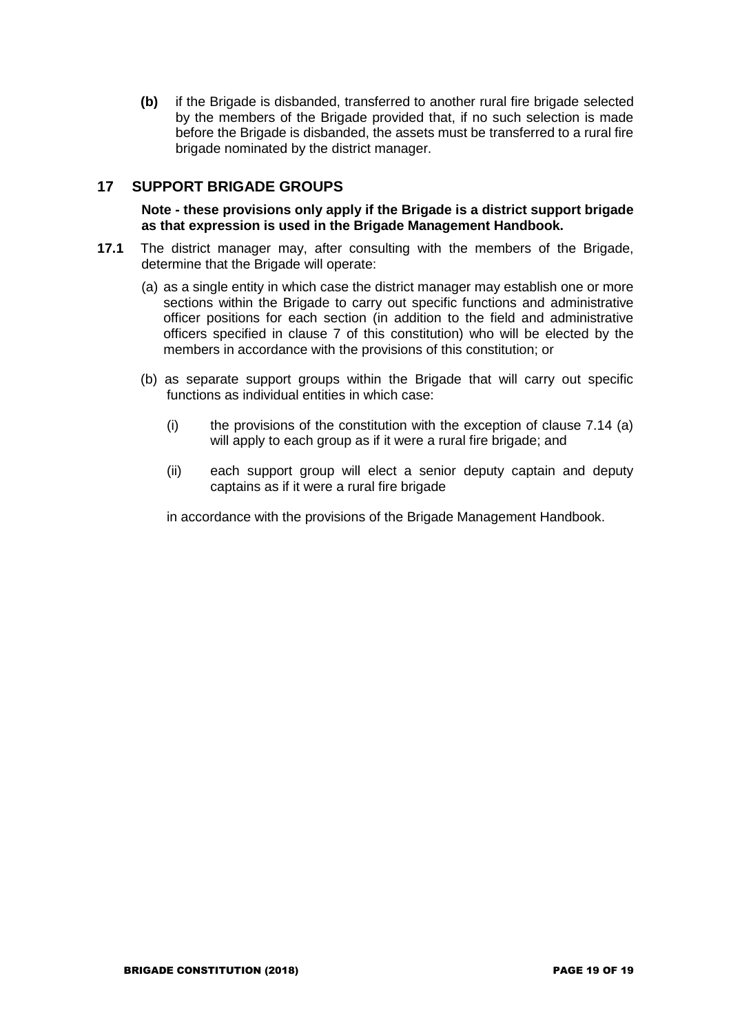**(b)** if the Brigade is disbanded, transferred to another rural fire brigade selected by the members of the Brigade provided that, if no such selection is made before the Brigade is disbanded, the assets must be transferred to a rural fire brigade nominated by the district manager.

## 17 SUPPORT BRIGADE GROUPS

**Note - these provisions only apply if the Brigade is a district support brigade as that expression is used in the Brigade Management Handbook.**

**17.1** The district manager may, after consulting with the members of the Brigade, determine that the Brigade will operate:

(a) as a single entity in which case the district manager may establish one or more sections within the Brigade to carry out specific functions and administrative officer positions for each section (in addition to the field and administrative officers specified in clause 7 of this constitution) who will be elected by the members in accordance with the provisions of this constitution; or

(b) as separate support groups within the Brigade that will carry out specific functions as individual entities in which case:

(i) the provisions of the constitution with the exception of clause 7.14 (a) will apply to each group as if it were a rural fire brigade; and

(ii) each support group will elect a senior deputy captain and deputy captains as if it were a rural fire brigade

in accordance with the provisions of the Brigade Management Handbook.